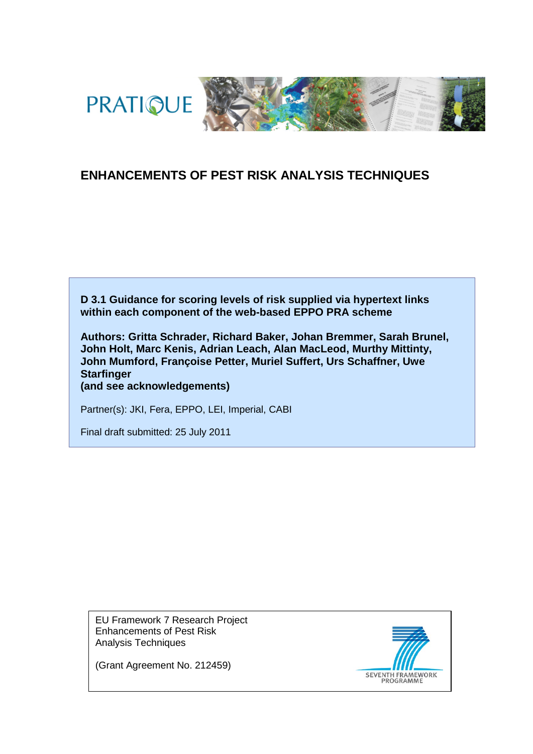PRATIQUE

# ENHANCEMENTS OF PEST RISK ANALYSIS TECHNIQUES

**D 3.1 Guidance for scoring levels of risk supplied via hypertext links within each component of the web-based EPPO PRA scheme**

**Authors: Gritta Schrader, Richard Baker, Johan Bremmer, Sarah Brunel, John Holt, Marc Kenis, Adrian Leach, Alan MacLeod, Murthy Mittinty, John Mumford, Françoise Petter, Muriel Suffert, Urs Schaffner, Uwe Starfinger**
**(and see acknowledgements)**

Partner(s): JKI, Fera, EPPO, LEI, Imperial, CABI

Final draft submitted: 25 July 2011

EU Framework 7 Research Project
Enhancements of Pest Risk Analysis Techniques

(Grant Agreement No. 212459)

SEVENTH FRAMEWORK PROGRAMME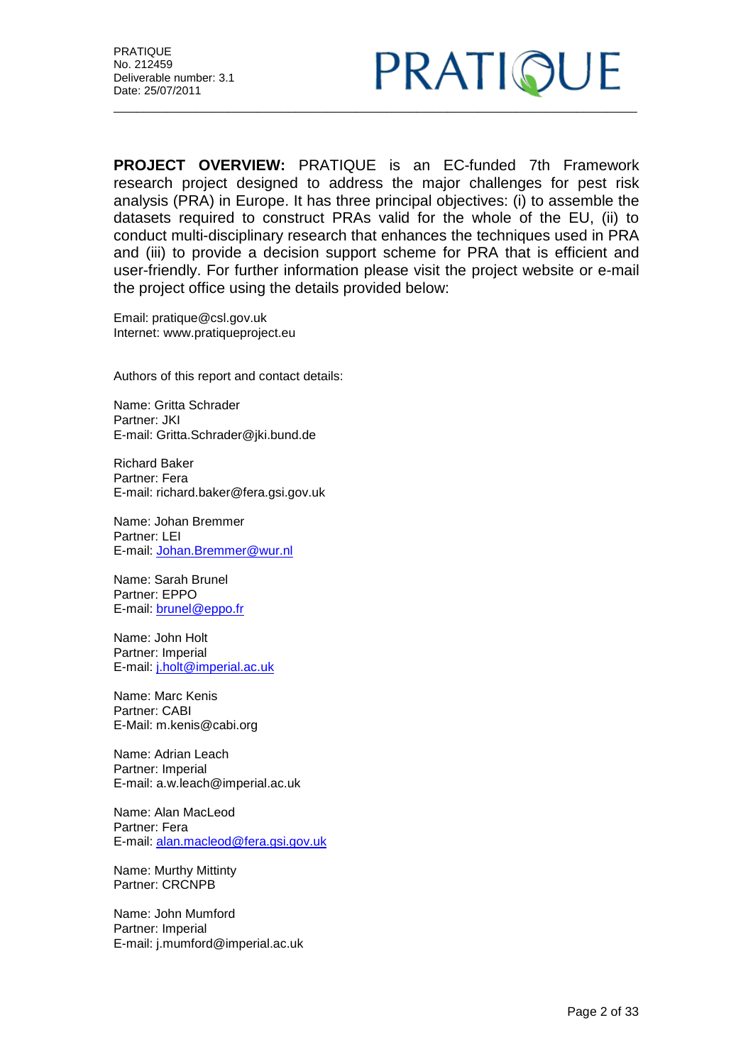**PROJECT OVERVIEW:** PRATIQUE is an EC-funded 7th Framework research project designed to address the major challenges for pest risk analysis (PRA) in Europe. It has three principal objectives: (i) to assemble the datasets required to construct PRAs valid for the whole of the EU, (ii) to conduct multi-disciplinary research that enhances the techniques used in PRA and (iii) to provide a decision support scheme for PRA that is efficient and user-friendly. For further information please visit the project website or e-mail the project office using the details provided below:

Email: pratique@csl.gov.uk
Internet: www.pratiqueproject.eu

Authors of this report and contact details:

Name: Gritta Schrader
Partner: JKI
E-mail: Gritta.Schrader@jki.bund.de

Richard Baker
Partner: Fera
E-mail: richard.baker@fera.gsi.gov.uk

Name: Johan Bremmer
Partner: LEI
E-mail: Johan.Bremmer@wur.nl

Name: Sarah Brunel
Partner: EPPO
E-mail: brunel@eppo.fr

Name: John Holt
Partner: Imperial
E-mail: j.holt@imperial.ac.uk

Name: Marc Kenis
Partner: CABI
E-Mail: m.kenis@cabi.org

Name: Adrian Leach
Partner: Imperial
E-mail: a.w.leach@imperial.ac.uk

Name: Alan MacLeod
Partner: Fera
E-mail: alan.macleod@fera.gsi.gov.uk

Name: Murthy Mittinty
Partner: CRCNPB

Name: John Mumford
Partner: Imperial
E-mail: j.mumford@imperial.ac.uk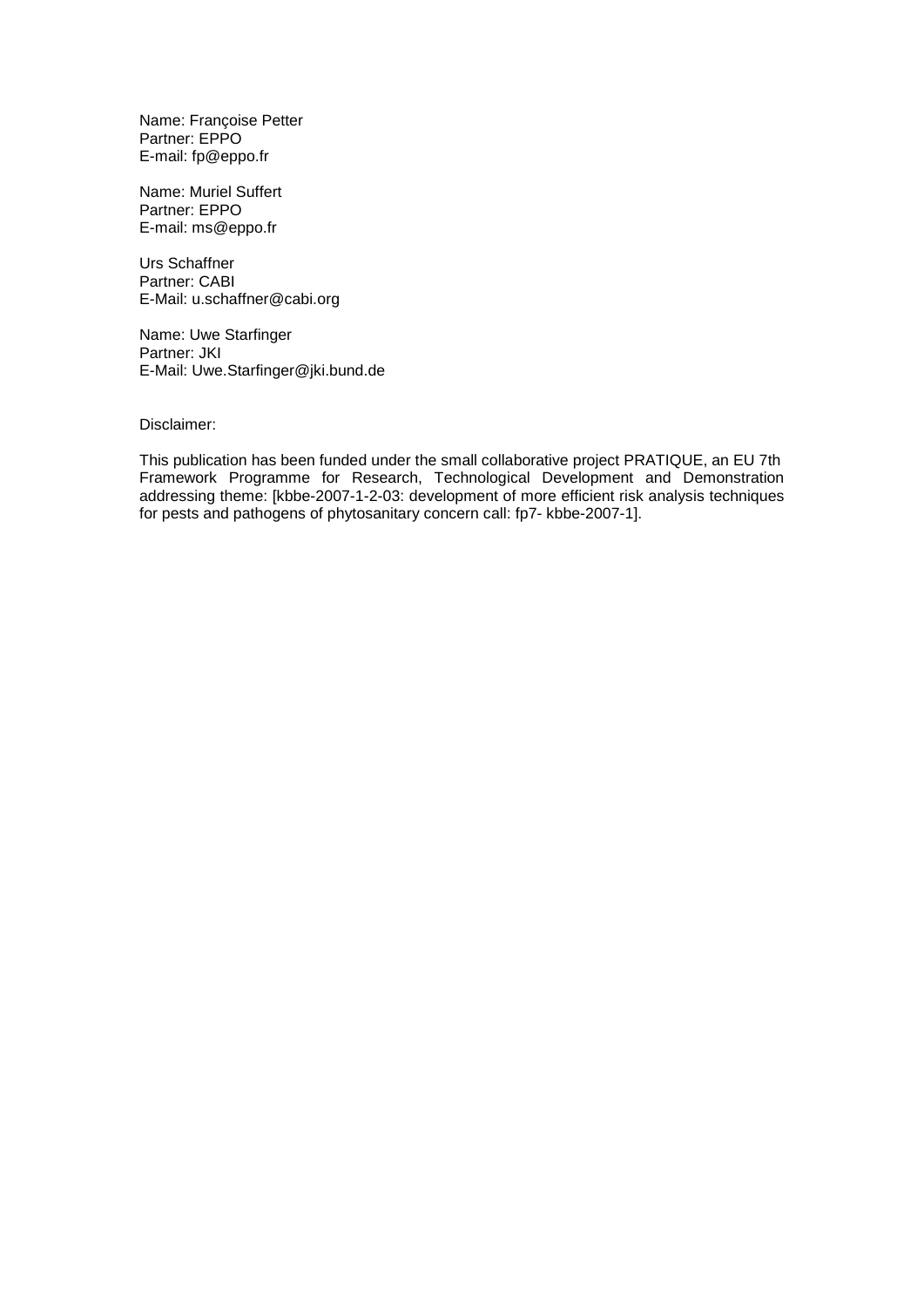Name: Françoise Petter
Partner: EPPO
E-mail: fp@eppo.fr

Name: Muriel Suffert
Partner: EPPO
E-mail: ms@eppo.fr

Urs Schaffner
Partner: CABI
E-Mail: u.schaffner@cabi.org

Name: Uwe Starfinger
Partner: JKI
E-Mail: Uwe.Starfinger@jki.bund.de

Disclaimer:

This publication has been funded under the small collaborative project PRATIQUE, an EU 7th Framework Programme for Research, Technological Development and Demonstration addressing theme: [kbbe-2007-1-2-03: development of more efficient risk analysis techniques for pests and pathogens of phytosanitary concern call: fp7- kbbe-2007-1].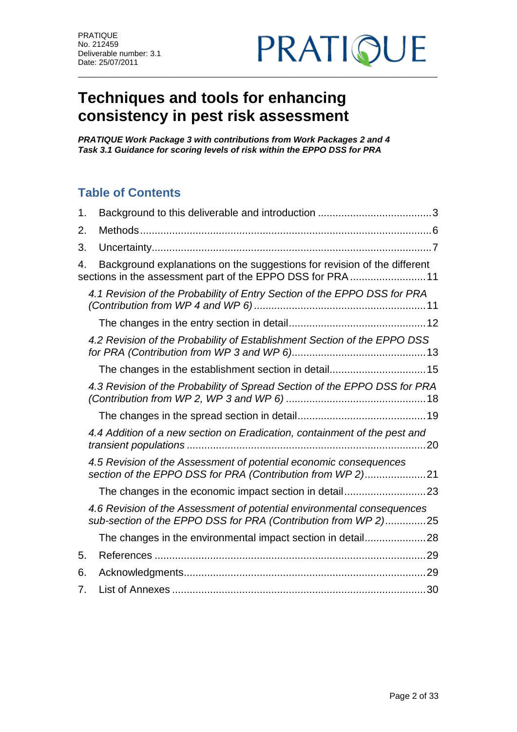PRATIQUE
No. 212459
Deliverable number: 3.1
Date: 25/07/2011

# Techniques and tools for enhancing consistency in pest risk assessment

***PRATIQUE Work Package 3 with contributions from Work Packages 2 and 4***
***Task 3.1 Guidance for scoring levels of risk within the EPPO DSS for PRA***

## Table of Contents

1. Background to this deliverable and introduction ....................................... 3
2. Methods ................................................................................................... 6
3. Uncertainty ............................................................................................... 7
4. Background explanations on the suggestions for revision of the different sections in the assessment part of the EPPO DSS for PRA .......................... 11
   - *4.1 Revision of the Probability of Entry Section of the EPPO DSS for PRA (Contribution from WP 4 and WP 6)* .......................................................... 11
     - The changes in the entry section in detail .............................................. 12
   - *4.2 Revision of the Probability of Establishment Section of the EPPO DSS for PRA (Contribution from WP 3 and WP 6)* ............................................. 13
     - The changes in the establishment section in detail ................................ 15
   - *4.3 Revision of the Probability of Spread Section of the EPPO DSS for PRA (Contribution from WP 2, WP 3 and WP 6)* ............................................... 18
     - The changes in the spread section in detail ........................................... 19
   - *4.4 Addition of a new section on Eradication, containment of the pest and transient populations* ................................................................................ 20
   - *4.5 Revision of the Assessment of potential economic consequences section of the EPPO DSS for PRA (Contribution from WP 2)* ..................... 21
     - The changes in the economic impact section in detail ........................... 23
   - *4.6 Revision of the Assessment of potential environmental consequences sub-section of the EPPO DSS for PRA (Contribution from WP 2)* .............. 25
     - The changes in the environmental impact section in detail ..................... 28
5. References ............................................................................................ 29
6. Acknowledgments .................................................................................. 29
7. List of Annexes ...................................................................................... 30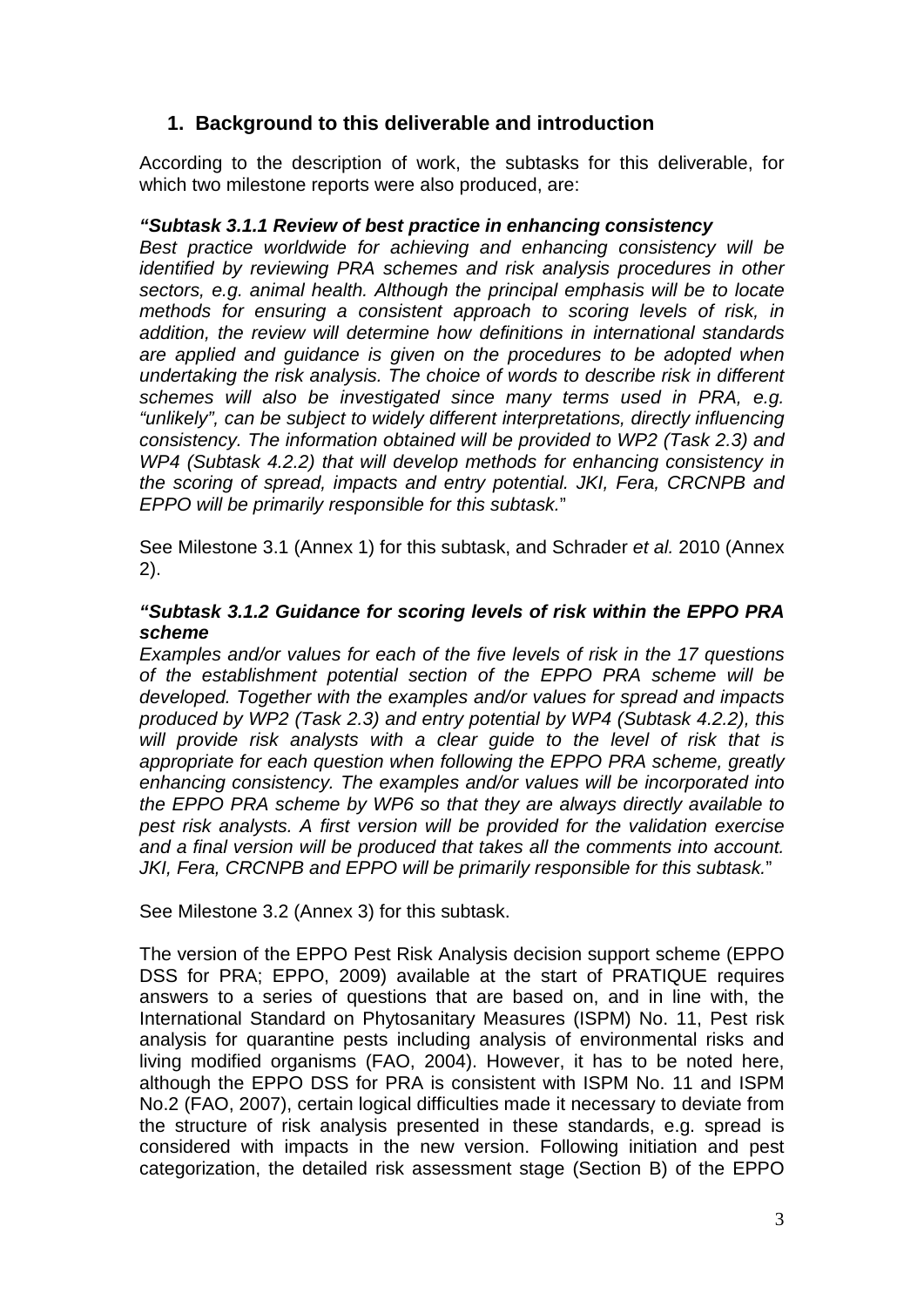## 1. Background to this deliverable and introduction

According to the description of work, the subtasks for this deliverable, for which two milestone reports were also produced, are:

***"Subtask 3.1.1 Review of best practice in enhancing consistency***
*Best practice worldwide for achieving and enhancing consistency will be identified by reviewing PRA schemes and risk analysis procedures in other sectors, e.g. animal health. Although the principal emphasis will be to locate methods for ensuring a consistent approach to scoring levels of risk, in addition, the review will determine how definitions in international standards are applied and guidance is given on the procedures to be adopted when undertaking the risk analysis. The choice of words to describe risk in different schemes will also be investigated since many terms used in PRA, e.g. "unlikely", can be subject to widely different interpretations, directly influencing consistency. The information obtained will be provided to WP2 (Task 2.3) and WP4 (Subtask 4.2.2) that will develop methods for enhancing consistency in the scoring of spread, impacts and entry potential. JKI, Fera, CRCNPB and EPPO will be primarily responsible for this subtask.*"

See Milestone 3.1 (Annex 1) for this subtask, and Schrader *et al.* 2010 (Annex 2).

***"Subtask 3.1.2 Guidance for scoring levels of risk within the EPPO PRA scheme***
*Examples and/or values for each of the five levels of risk in the 17 questions of the establishment potential section of the EPPO PRA scheme will be developed. Together with the examples and/or values for spread and impacts produced by WP2 (Task 2.3) and entry potential by WP4 (Subtask 4.2.2), this will provide risk analysts with a clear guide to the level of risk that is appropriate for each question when following the EPPO PRA scheme, greatly enhancing consistency. The examples and/or values will be incorporated into the EPPO PRA scheme by WP6 so that they are always directly available to pest risk analysts. A first version will be provided for the validation exercise and a final version will be produced that takes all the comments into account. JKI, Fera, CRCNPB and EPPO will be primarily responsible for this subtask.*"

See Milestone 3.2 (Annex 3) for this subtask.

The version of the EPPO Pest Risk Analysis decision support scheme (EPPO DSS for PRA; EPPO, 2009) available at the start of PRATIQUE requires answers to a series of questions that are based on, and in line with, the International Standard on Phytosanitary Measures (ISPM) No. 11, Pest risk analysis for quarantine pests including analysis of environmental risks and living modified organisms (FAO, 2004). However, it has to be noted here, although the EPPO DSS for PRA is consistent with ISPM No. 11 and ISPM No.2 (FAO, 2007), certain logical difficulties made it necessary to deviate from the structure of risk analysis presented in these standards, e.g. spread is considered with impacts in the new version. Following initiation and pest categorization, the detailed risk assessment stage (Section B) of the EPPO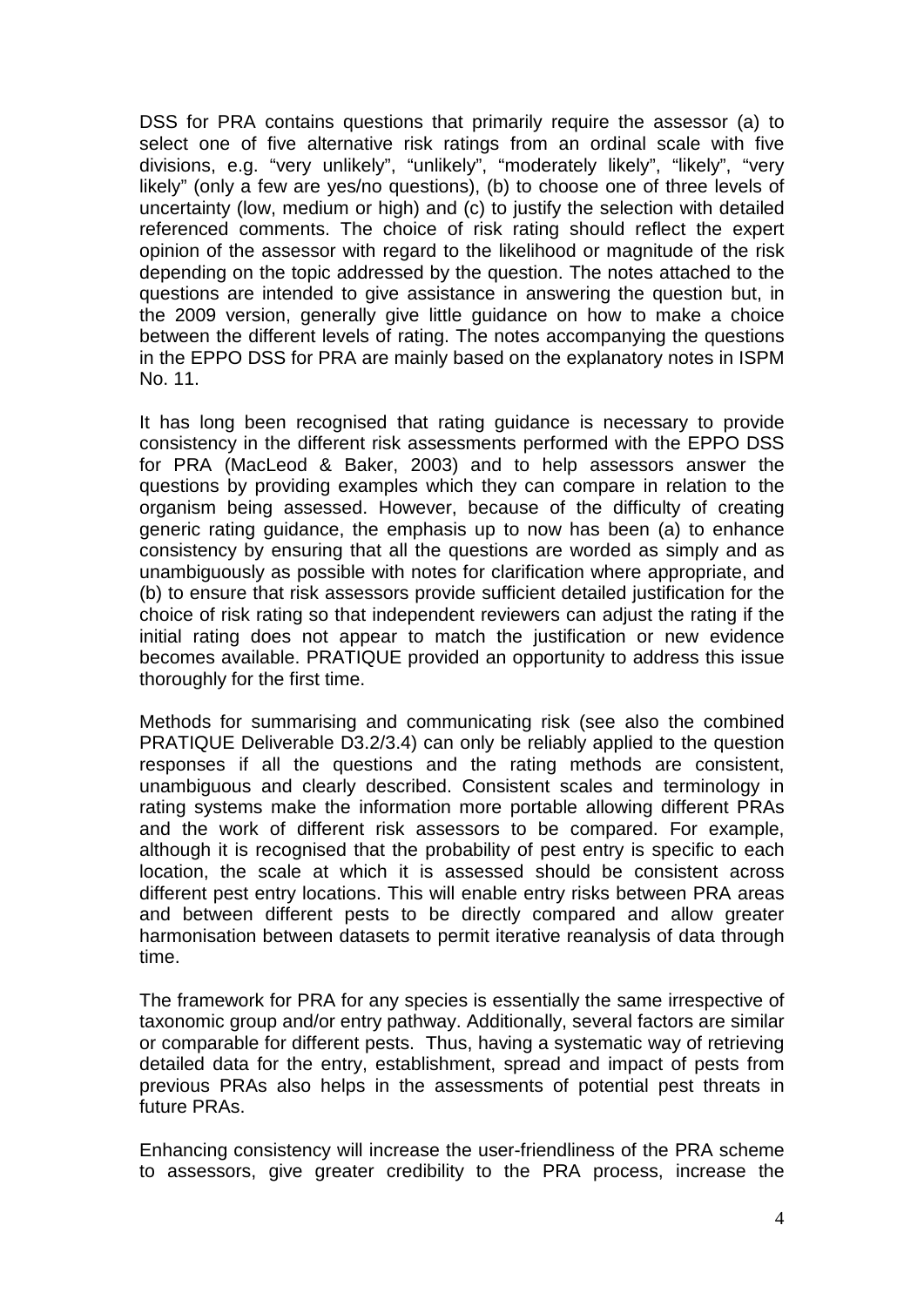DSS for PRA contains questions that primarily require the assessor (a) to select one of five alternative risk ratings from an ordinal scale with five divisions, e.g. “very unlikely”, “unlikely”, “moderately likely”, “likely”, “very likely” (only a few are yes/no questions), (b) to choose one of three levels of uncertainty (low, medium or high) and (c) to justify the selection with detailed referenced comments. The choice of risk rating should reflect the expert opinion of the assessor with regard to the likelihood or magnitude of the risk depending on the topic addressed by the question. The notes attached to the questions are intended to give assistance in answering the question but, in the 2009 version, generally give little guidance on how to make a choice between the different levels of rating. The notes accompanying the questions in the EPPO DSS for PRA are mainly based on the explanatory notes in ISPM No. 11.

It has long been recognised that rating guidance is necessary to provide consistency in the different risk assessments performed with the EPPO DSS for PRA (MacLeod & Baker, 2003) and to help assessors answer the questions by providing examples which they can compare in relation to the organism being assessed. However, because of the difficulty of creating generic rating guidance, the emphasis up to now has been (a) to enhance consistency by ensuring that all the questions are worded as simply and as unambiguously as possible with notes for clarification where appropriate, and (b) to ensure that risk assessors provide sufficient detailed justification for the choice of risk rating so that independent reviewers can adjust the rating if the initial rating does not appear to match the justification or new evidence becomes available. PRATIQUE provided an opportunity to address this issue thoroughly for the first time.

Methods for summarising and communicating risk (see also the combined PRATIQUE Deliverable D3.2/3.4) can only be reliably applied to the question responses if all the questions and the rating methods are consistent, unambiguous and clearly described. Consistent scales and terminology in rating systems make the information more portable allowing different PRAs and the work of different risk assessors to be compared. For example, although it is recognised that the probability of pest entry is specific to each location, the scale at which it is assessed should be consistent across different pest entry locations. This will enable entry risks between PRA areas and between different pests to be directly compared and allow greater harmonisation between datasets to permit iterative reanalysis of data through time.

The framework for PRA for any species is essentially the same irrespective of taxonomic group and/or entry pathway. Additionally, several factors are similar or comparable for different pests. Thus, having a systematic way of retrieving detailed data for the entry, establishment, spread and impact of pests from previous PRAs also helps in the assessments of potential pest threats in future PRAs.

Enhancing consistency will increase the user-friendliness of the PRA scheme to assessors, give greater credibility to the PRA process, increase the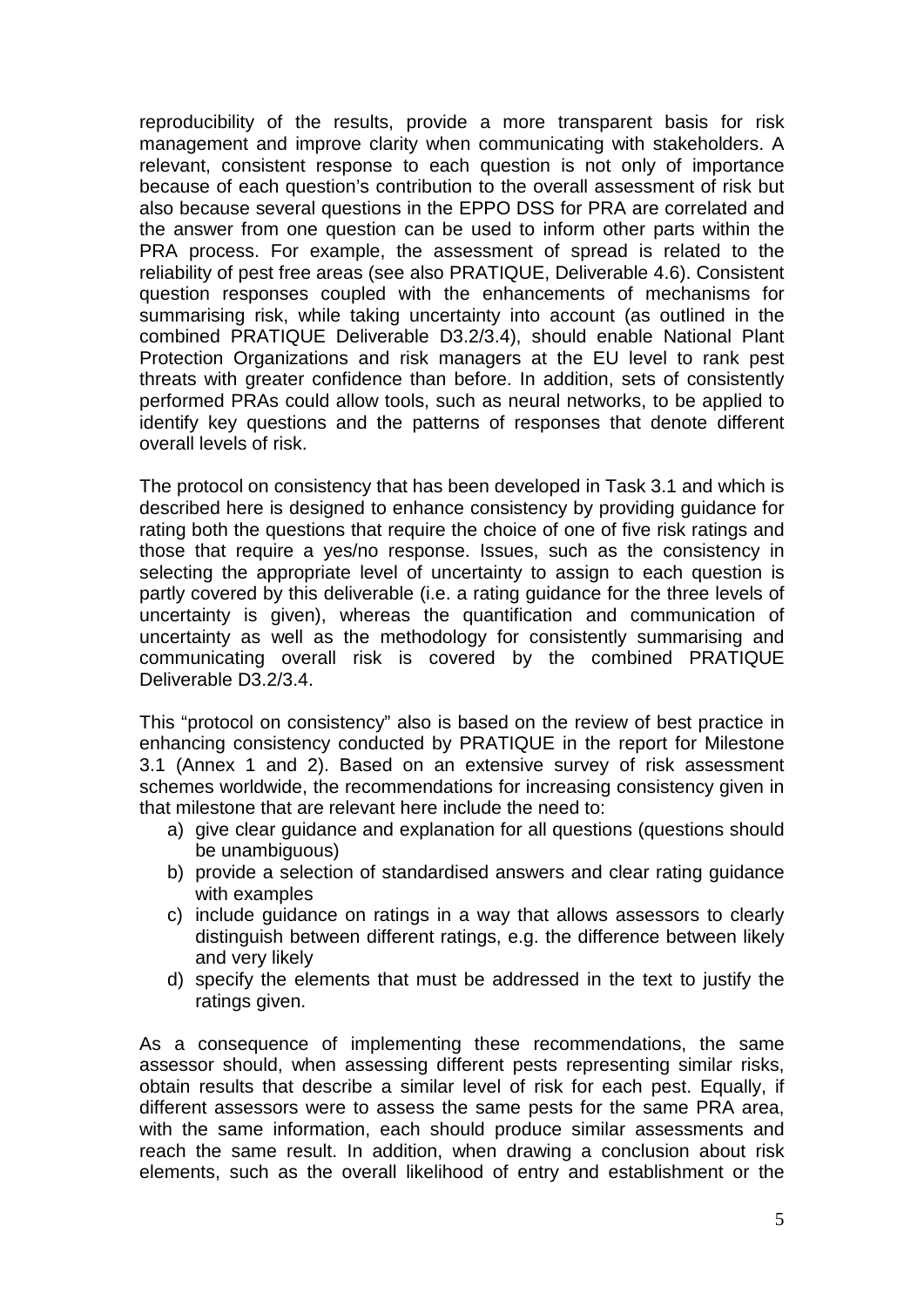reproducibility of the results, provide a more transparent basis for risk management and improve clarity when communicating with stakeholders. A relevant, consistent response to each question is not only of importance because of each question's contribution to the overall assessment of risk but also because several questions in the EPPO DSS for PRA are correlated and the answer from one question can be used to inform other parts within the PRA process. For example, the assessment of spread is related to the reliability of pest free areas (see also PRATIQUE, Deliverable 4.6). Consistent question responses coupled with the enhancements of mechanisms for summarising risk, while taking uncertainty into account (as outlined in the combined PRATIQUE Deliverable D3.2/3.4), should enable National Plant Protection Organizations and risk managers at the EU level to rank pest threats with greater confidence than before. In addition, sets of consistently performed PRAs could allow tools, such as neural networks, to be applied to identify key questions and the patterns of responses that denote different overall levels of risk.

The protocol on consistency that has been developed in Task 3.1 and which is described here is designed to enhance consistency by providing guidance for rating both the questions that require the choice of one of five risk ratings and those that require a yes/no response. Issues, such as the consistency in selecting the appropriate level of uncertainty to assign to each question is partly covered by this deliverable (i.e. a rating guidance for the three levels of uncertainty is given), whereas the quantification and communication of uncertainty as well as the methodology for consistently summarising and communicating overall risk is covered by the combined PRATIQUE Deliverable D3.2/3.4.

This "protocol on consistency" also is based on the review of best practice in enhancing consistency conducted by PRATIQUE in the report for Milestone 3.1 (Annex 1 and 2). Based on an extensive survey of risk assessment schemes worldwide, the recommendations for increasing consistency given in that milestone that are relevant here include the need to:

a) give clear guidance and explanation for all questions (questions should be unambiguous)
b) provide a selection of standardised answers and clear rating guidance with examples
c) include guidance on ratings in a way that allows assessors to clearly distinguish between different ratings, e.g. the difference between likely and very likely
d) specify the elements that must be addressed in the text to justify the ratings given.

As a consequence of implementing these recommendations, the same assessor should, when assessing different pests representing similar risks, obtain results that describe a similar level of risk for each pest. Equally, if different assessors were to assess the same pests for the same PRA area, with the same information, each should produce similar assessments and reach the same result. In addition, when drawing a conclusion about risk elements, such as the overall likelihood of entry and establishment or the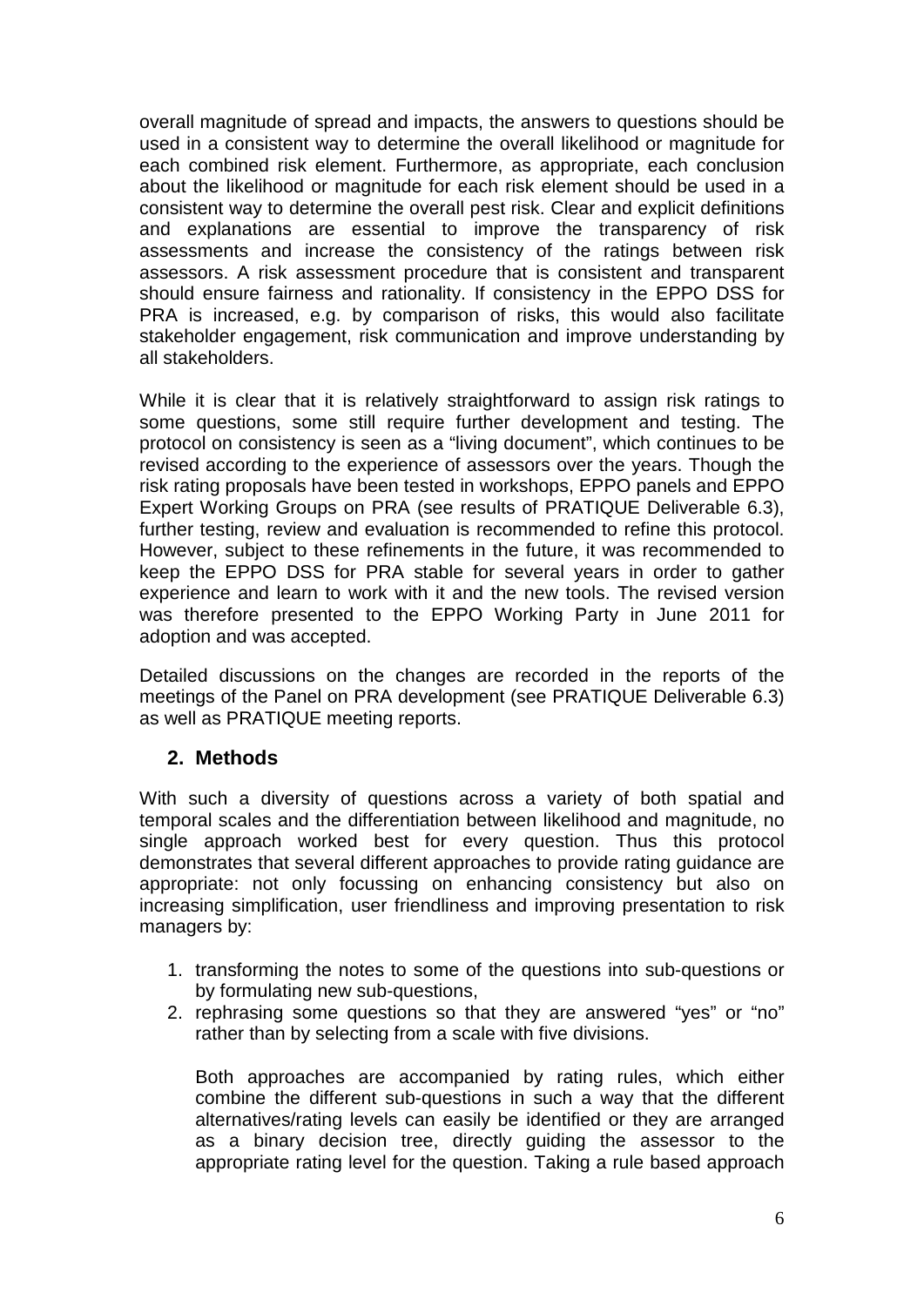overall magnitude of spread and impacts, the answers to questions should be used in a consistent way to determine the overall likelihood or magnitude for each combined risk element. Furthermore, as appropriate, each conclusion about the likelihood or magnitude for each risk element should be used in a consistent way to determine the overall pest risk. Clear and explicit definitions and explanations are essential to improve the transparency of risk assessments and increase the consistency of the ratings between risk assessors. A risk assessment procedure that is consistent and transparent should ensure fairness and rationality. If consistency in the EPPO DSS for PRA is increased, e.g. by comparison of risks, this would also facilitate stakeholder engagement, risk communication and improve understanding by all stakeholders.

While it is clear that it is relatively straightforward to assign risk ratings to some questions, some still require further development and testing. The protocol on consistency is seen as a "living document", which continues to be revised according to the experience of assessors over the years. Though the risk rating proposals have been tested in workshops, EPPO panels and EPPO Expert Working Groups on PRA (see results of PRATIQUE Deliverable 6.3), further testing, review and evaluation is recommended to refine this protocol. However, subject to these refinements in the future, it was recommended to keep the EPPO DSS for PRA stable for several years in order to gather experience and learn to work with it and the new tools. The revised version was therefore presented to the EPPO Working Party in June 2011 for adoption and was accepted.

Detailed discussions on the changes are recorded in the reports of the meetings of the Panel on PRA development (see PRATIQUE Deliverable 6.3) as well as PRATIQUE meeting reports.

## 2. Methods

With such a diversity of questions across a variety of both spatial and temporal scales and the differentiation between likelihood and magnitude, no single approach worked best for every question. Thus this protocol demonstrates that several different approaches to provide rating guidance are appropriate: not only focussing on enhancing consistency but also on increasing simplification, user friendliness and improving presentation to risk managers by:

1. transforming the notes to some of the questions into sub-questions or by formulating new sub-questions,
2. rephrasing some questions so that they are answered "yes" or "no" rather than by selecting from a scale with five divisions.

   Both approaches are accompanied by rating rules, which either combine the different sub-questions in such a way that the different alternatives/rating levels can easily be identified or they are arranged as a binary decision tree, directly guiding the assessor to the appropriate rating level for the question. Taking a rule based approach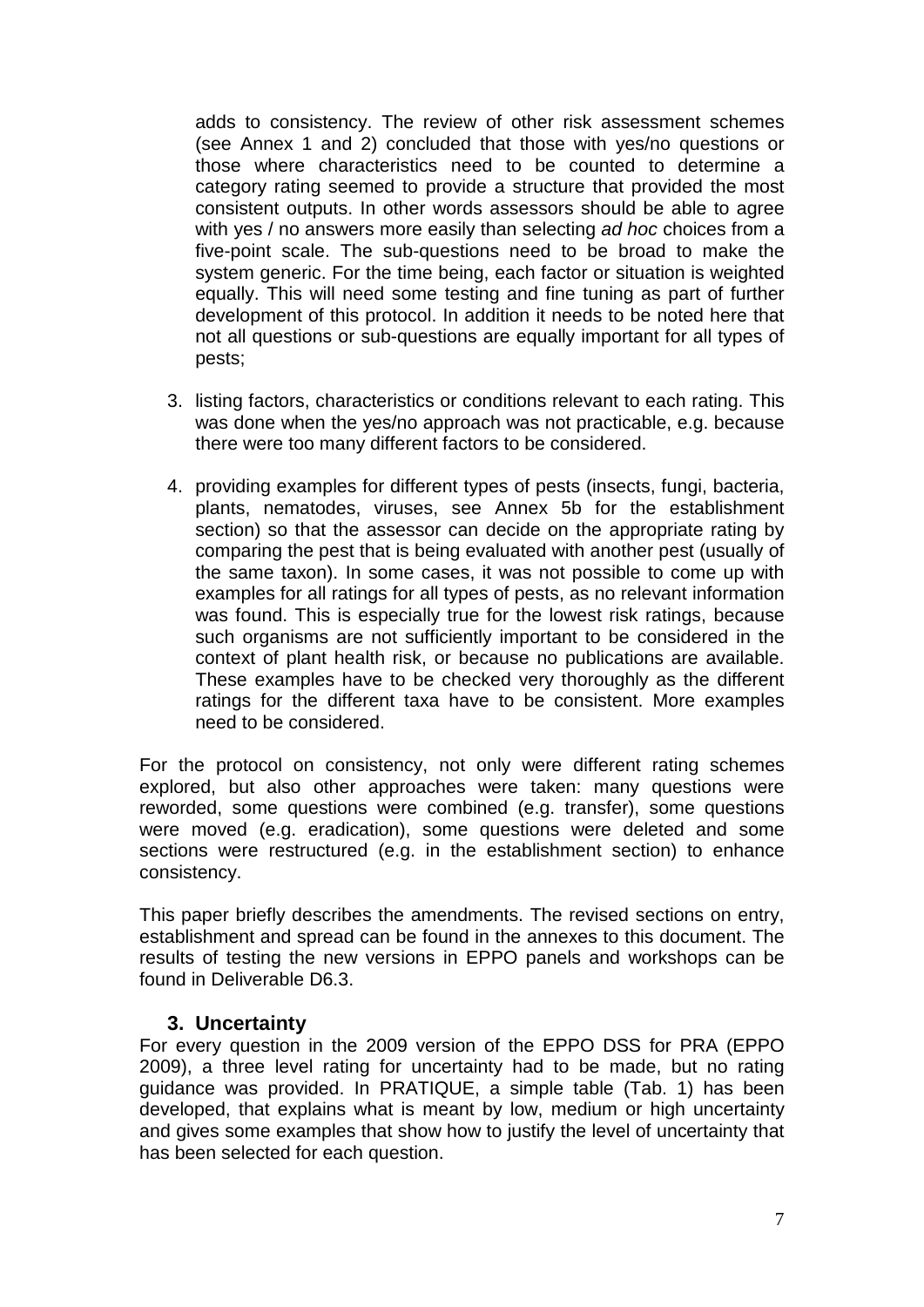adds to consistency. The review of other risk assessment schemes (see Annex 1 and 2) concluded that those with yes/no questions or those where characteristics need to be counted to determine a category rating seemed to provide a structure that provided the most consistent outputs. In other words assessors should be able to agree with yes / no answers more easily than selecting *ad hoc* choices from a five-point scale. The sub-questions need to be broad to make the system generic. For the time being, each factor or situation is weighted equally. This will need some testing and fine tuning as part of further development of this protocol. In addition it needs to be noted here that not all questions or sub-questions are equally important for all types of pests;

3. listing factors, characteristics or conditions relevant to each rating. This was done when the yes/no approach was not practicable, e.g. because there were too many different factors to be considered.

4. providing examples for different types of pests (insects, fungi, bacteria, plants, nematodes, viruses, see Annex 5b for the establishment section) so that the assessor can decide on the appropriate rating by comparing the pest that is being evaluated with another pest (usually of the same taxon). In some cases, it was not possible to come up with examples for all ratings for all types of pests, as no relevant information was found. This is especially true for the lowest risk ratings, because such organisms are not sufficiently important to be considered in the context of plant health risk, or because no publications are available. These examples have to be checked very thoroughly as the different ratings for the different taxa have to be consistent. More examples need to be considered.

For the protocol on consistency, not only were different rating schemes explored, but also other approaches were taken: many questions were reworded, some questions were combined (e.g. transfer), some questions were moved (e.g. eradication), some questions were deleted and some sections were restructured (e.g. in the establishment section) to enhance consistency.

This paper briefly describes the amendments. The revised sections on entry, establishment and spread can be found in the annexes to this document. The results of testing the new versions in EPPO panels and workshops can be found in Deliverable D6.3.

## 3. Uncertainty

For every question in the 2009 version of the EPPO DSS for PRA (EPPO 2009), a three level rating for uncertainty had to be made, but no rating guidance was provided. In PRATIQUE, a simple table (Tab. 1) has been developed, that explains what is meant by low, medium or high uncertainty and gives some examples that show how to justify the level of uncertainty that has been selected for each question.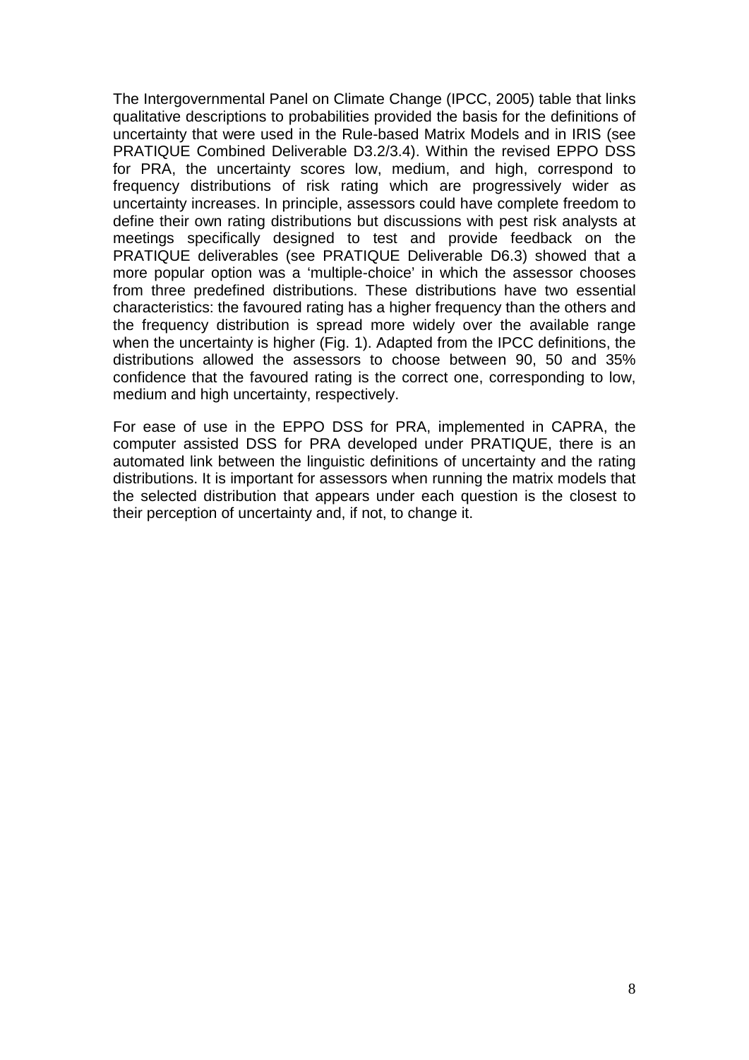The Intergovernmental Panel on Climate Change (IPCC, 2005) table that links qualitative descriptions to probabilities provided the basis for the definitions of uncertainty that were used in the Rule-based Matrix Models and in IRIS (see PRATIQUE Combined Deliverable D3.2/3.4). Within the revised EPPO DSS for PRA, the uncertainty scores low, medium, and high, correspond to frequency distributions of risk rating which are progressively wider as uncertainty increases. In principle, assessors could have complete freedom to define their own rating distributions but discussions with pest risk analysts at meetings specifically designed to test and provide feedback on the PRATIQUE deliverables (see PRATIQUE Deliverable D6.3) showed that a more popular option was a 'multiple-choice' in which the assessor chooses from three predefined distributions. These distributions have two essential characteristics: the favoured rating has a higher frequency than the others and the frequency distribution is spread more widely over the available range when the uncertainty is higher (Fig. 1). Adapted from the IPCC definitions, the distributions allowed the assessors to choose between 90, 50 and 35% confidence that the favoured rating is the correct one, corresponding to low, medium and high uncertainty, respectively.

For ease of use in the EPPO DSS for PRA, implemented in CAPRA, the computer assisted DSS for PRA developed under PRATIQUE, there is an automated link between the linguistic definitions of uncertainty and the rating distributions. It is important for assessors when running the matrix models that the selected distribution that appears under each question is the closest to their perception of uncertainty and, if not, to change it.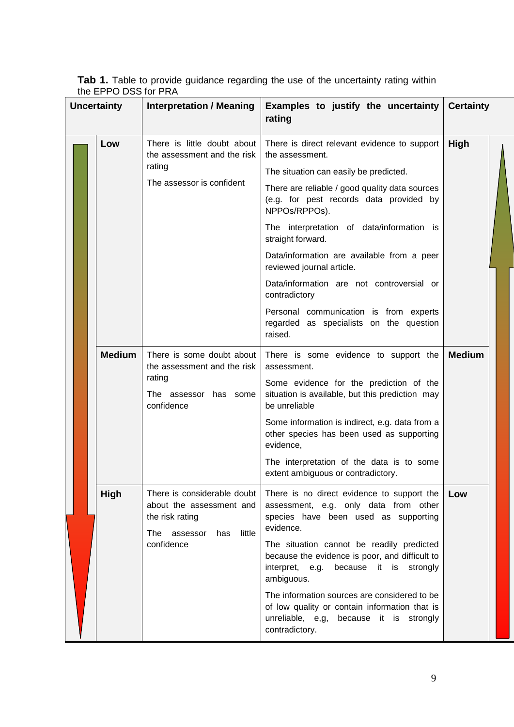**Tab 1.** Table to provide guidance regarding the use of the uncertainty rating within the EPPO DSS for PRA

| Uncertainty | Interpretation / Meaning | Examples to justify the uncertainty rating | Certainty |
|---|---|---|---|
| **Low** | There is little doubt about the assessment and the risk rating<br><br>The assessor is confident | There is direct relevant evidence to support the assessment.<br><br>The situation can easily be predicted.<br><br>There are reliable / good quality data sources (e.g. for pest records data provided by NPPOs/RPPOs).<br><br>The interpretation of data/information is straight forward.<br><br>Data/information are available from a peer reviewed journal article.<br><br>Data/information are not controversial or contradictory<br><br>Personal communication is from experts regarded as specialists on the question raised. | **High** |
| **Medium** | There is some doubt about the assessment and the risk rating<br><br>The assessor has some confidence | There is some evidence to support the assessment.<br><br>Some evidence for the prediction of the situation is available, but this prediction may be unreliable<br><br>Some information is indirect, e.g. data from a other species has been used as supporting evidence,<br><br>The interpretation of the data is to some extent ambiguous or contradictory. | **Medium** |
| **High** | There is considerable doubt about the assessment and the risk rating<br><br>The assessor has little confidence | There is no direct evidence to support the assessment, e.g. only data from other species have been used as supporting evidence.<br><br>The situation cannot be readily predicted because the evidence is poor, and difficult to interpret, e.g. because it is strongly ambiguous.<br><br>The information sources are considered to be of low quality or contain information that is unreliable, e,g, because it is strongly contradictory. | **Low** |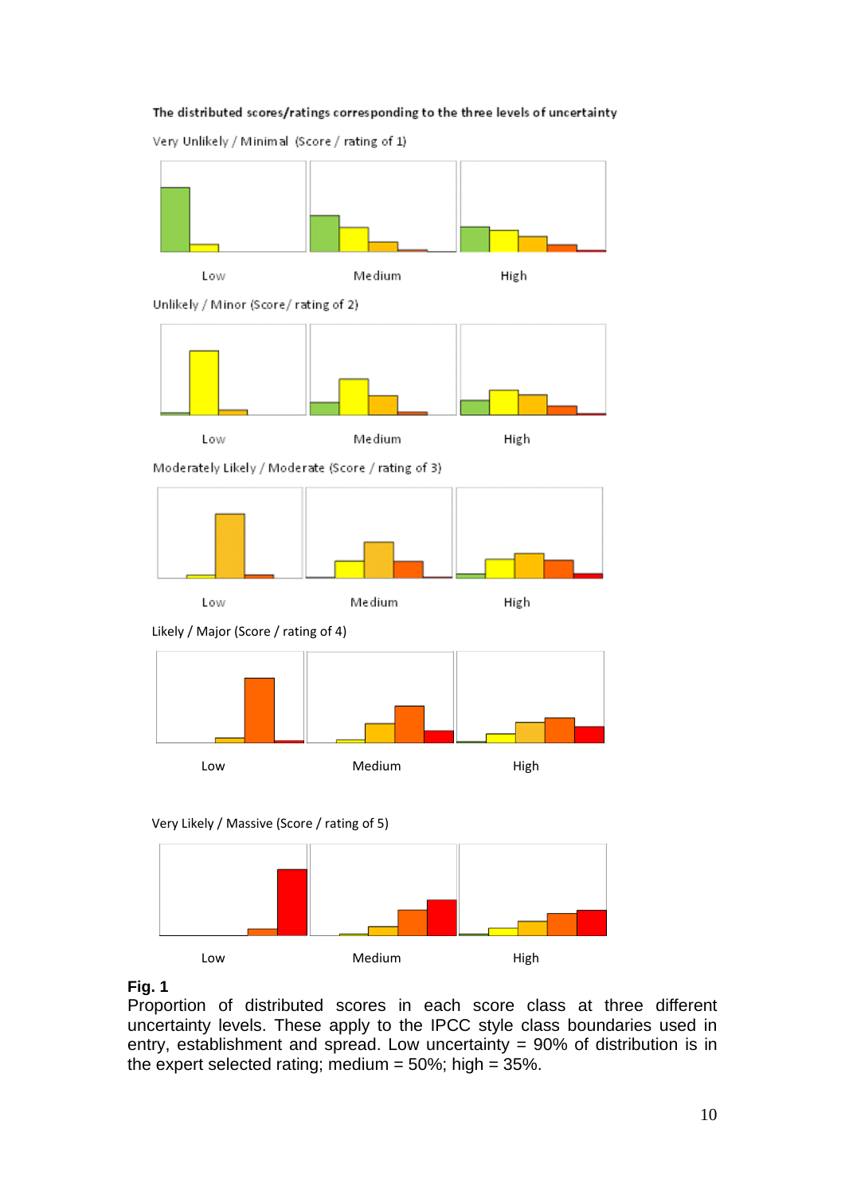The distributed scores/ratings corresponding to the three levels of uncertainty

Very Unlikely / Minimal (Score / rating of 1)

Low Medium High

Unlikely / Minor (Score/ rating of 2)

Low Medium High

Moderately Likely / Moderate (Score / rating of 3)

Low Medium High

Likely / Major (Score / rating of 4)

Low Medium High

Very Likely / Massive (Score / rating of 5)

Low Medium High

**Fig. 1**
Proportion of distributed scores in each score class at three different uncertainty levels. These apply to the IPCC style class boundaries used in entry, establishment and spread. Low uncertainty = 90% of distribution is in the expert selected rating; medium = 50%; high = 35%.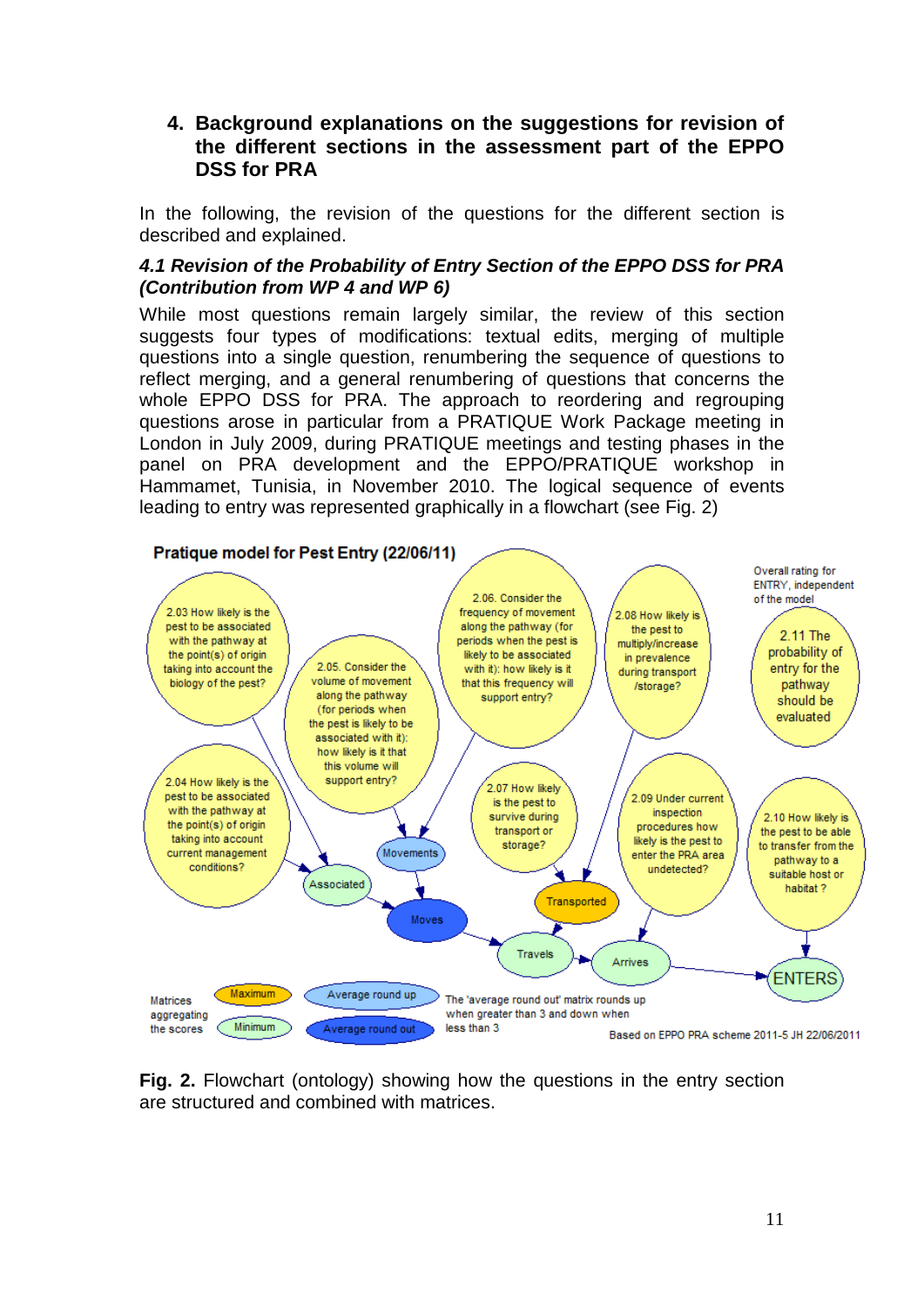## 4. Background explanations on the suggestions for revision of the different sections in the assessment part of the EPPO DSS for PRA

In the following, the revision of the questions for the different section is described and explained.

### *4.1 Revision of the Probability of Entry Section of the EPPO DSS for PRA (Contribution from WP 4 and WP 6)*

While most questions remain largely similar, the review of this section suggests four types of modifications: textual edits, merging of multiple questions into a single question, renumbering the sequence of questions to reflect merging, and a general renumbering of questions that concerns the whole EPPO DSS for PRA. The approach to reordering and regrouping questions arose in particular from a PRATIQUE Work Package meeting in London in July 2009, during PRATIQUE meetings and testing phases in the panel on PRA development and the EPPO/PRATIQUE workshop in Hammamet, Tunisia, in November 2010. The logical sequence of events leading to entry was represented graphically in a flowchart (see Fig. 2)

**Pratique model for Pest Entry (22/06/11)**

- 2.03 How likely is the pest to be associated with the pathway at the point(s) of origin taking into account the biology of the pest?
- 2.04 How likely is the pest to be associated with the pathway at the point(s) of origin taking into account current management conditions?
- 2.05. Consider the volume of movement along the pathway (for periods when the pest is likely to be associated with it): how likely is it that this volume will support entry?
- 2.06. Consider the frequency of movement along the pathway (for periods when the pest is likely to be associated with it): how likely is it that this frequency will support entry?
- 2.07 How likely is the pest to survive during transport or storage?
- 2.08 How likely is the pest to multiply/increase in prevalence during transport /storage?
- 2.09 Under current inspection procedures how likely is the pest to enter the PRA area undetected?
- 2.10 How likely is the pest to be able to transfer from the pathway to a suitable host or habitat ?
- Overall rating for ENTRY, independent of the model: 2.11 The probability of entry for the pathway should be evaluated

Associated → Movements → Moves → Transported → Travels → Arrives → ENTERS

Matrices aggregating the scores: Maximum; Minimum; Average round up; Average round out

The 'average round out' matrix rounds up when greater than 3 and down when less than 3

Based on EPPO PRA scheme 2011-5 JH 22/06/2011

**Fig. 2.** Flowchart (ontology) showing how the questions in the entry section are structured and combined with matrices.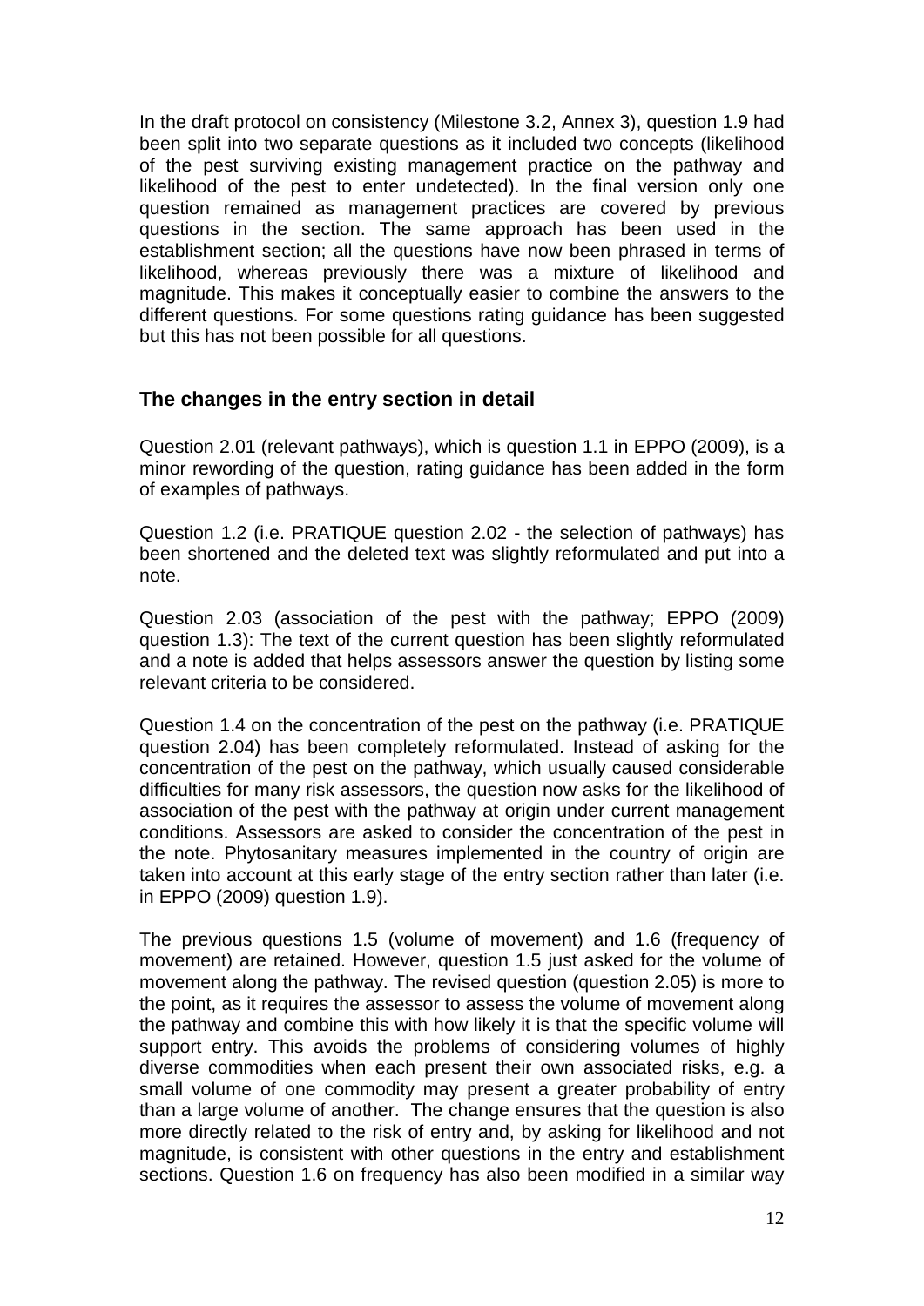In the draft protocol on consistency (Milestone 3.2, Annex 3), question 1.9 had been split into two separate questions as it included two concepts (likelihood of the pest surviving existing management practice on the pathway and likelihood of the pest to enter undetected). In the final version only one question remained as management practices are covered by previous questions in the section. The same approach has been used in the establishment section; all the questions have now been phrased in terms of likelihood, whereas previously there was a mixture of likelihood and magnitude. This makes it conceptually easier to combine the answers to the different questions. For some questions rating guidance has been suggested but this has not been possible for all questions.

## The changes in the entry section in detail

Question 2.01 (relevant pathways), which is question 1.1 in EPPO (2009), is a minor rewording of the question, rating guidance has been added in the form of examples of pathways.

Question 1.2 (i.e. PRATIQUE question 2.02 - the selection of pathways) has been shortened and the deleted text was slightly reformulated and put into a note.

Question 2.03 (association of the pest with the pathway; EPPO (2009) question 1.3): The text of the current question has been slightly reformulated and a note is added that helps assessors answer the question by listing some relevant criteria to be considered.

Question 1.4 on the concentration of the pest on the pathway (i.e. PRATIQUE question 2.04) has been completely reformulated. Instead of asking for the concentration of the pest on the pathway, which usually caused considerable difficulties for many risk assessors, the question now asks for the likelihood of association of the pest with the pathway at origin under current management conditions. Assessors are asked to consider the concentration of the pest in the note. Phytosanitary measures implemented in the country of origin are taken into account at this early stage of the entry section rather than later (i.e. in EPPO (2009) question 1.9).

The previous questions 1.5 (volume of movement) and 1.6 (frequency of movement) are retained. However, question 1.5 just asked for the volume of movement along the pathway. The revised question (question 2.05) is more to the point, as it requires the assessor to assess the volume of movement along the pathway and combine this with how likely it is that the specific volume will support entry. This avoids the problems of considering volumes of highly diverse commodities when each present their own associated risks, e.g. a small volume of one commodity may present a greater probability of entry than a large volume of another. The change ensures that the question is also more directly related to the risk of entry and, by asking for likelihood and not magnitude, is consistent with other questions in the entry and establishment sections. Question 1.6 on frequency has also been modified in a similar way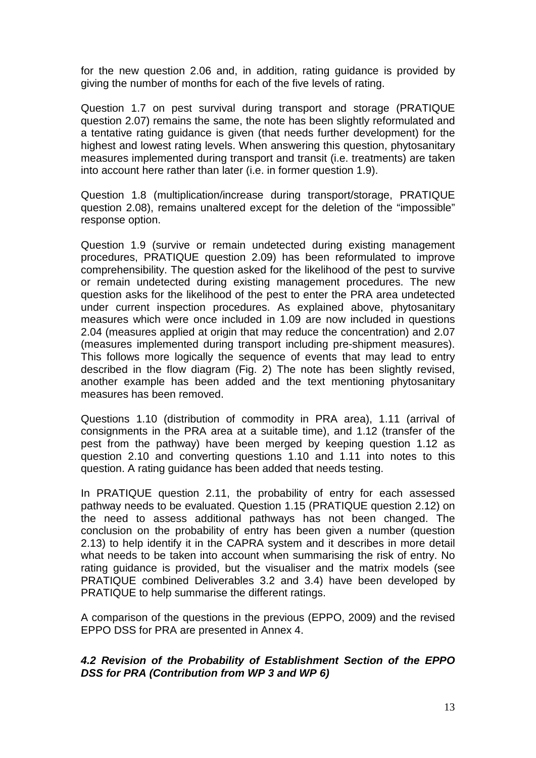for the new question 2.06 and, in addition, rating guidance is provided by giving the number of months for each of the five levels of rating.

Question 1.7 on pest survival during transport and storage (PRATIQUE question 2.07) remains the same, the note has been slightly reformulated and a tentative rating guidance is given (that needs further development) for the highest and lowest rating levels. When answering this question, phytosanitary measures implemented during transport and transit (i.e. treatments) are taken into account here rather than later (i.e. in former question 1.9).

Question 1.8 (multiplication/increase during transport/storage, PRATIQUE question 2.08), remains unaltered except for the deletion of the "impossible" response option.

Question 1.9 (survive or remain undetected during existing management procedures, PRATIQUE question 2.09) has been reformulated to improve comprehensibility. The question asked for the likelihood of the pest to survive or remain undetected during existing management procedures. The new question asks for the likelihood of the pest to enter the PRA area undetected under current inspection procedures. As explained above, phytosanitary measures which were once included in 1.09 are now included in questions 2.04 (measures applied at origin that may reduce the concentration) and 2.07 (measures implemented during transport including pre-shipment measures). This follows more logically the sequence of events that may lead to entry described in the flow diagram (Fig. 2) The note has been slightly revised, another example has been added and the text mentioning phytosanitary measures has been removed.

Questions 1.10 (distribution of commodity in PRA area), 1.11 (arrival of consignments in the PRA area at a suitable time), and 1.12 (transfer of the pest from the pathway) have been merged by keeping question 1.12 as question 2.10 and converting questions 1.10 and 1.11 into notes to this question. A rating guidance has been added that needs testing.

In PRATIQUE question 2.11, the probability of entry for each assessed pathway needs to be evaluated. Question 1.15 (PRATIQUE question 2.12) on the need to assess additional pathways has not been changed. The conclusion on the probability of entry has been given a number (question 2.13) to help identify it in the CAPRA system and it describes in more detail what needs to be taken into account when summarising the risk of entry. No rating guidance is provided, but the visualiser and the matrix models (see PRATIQUE combined Deliverables 3.2 and 3.4) have been developed by PRATIQUE to help summarise the different ratings.

A comparison of the questions in the previous (EPPO, 2009) and the revised EPPO DSS for PRA are presented in Annex 4.

### *4.2 Revision of the Probability of Establishment Section of the EPPO DSS for PRA (Contribution from WP 3 and WP 6)*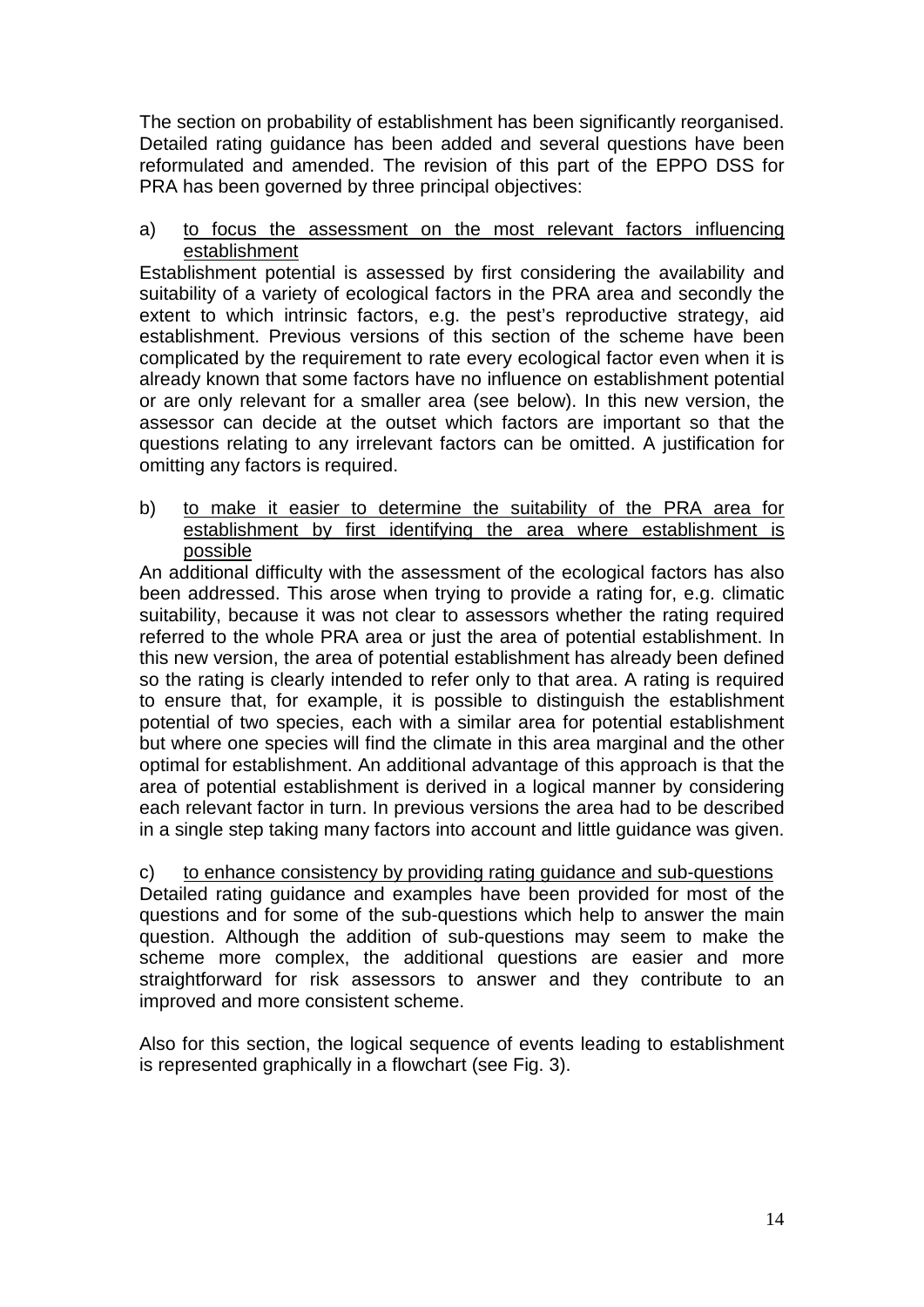The section on probability of establishment has been significantly reorganised. Detailed rating guidance has been added and several questions have been reformulated and amended. The revision of this part of the EPPO DSS for PRA has been governed by three principal objectives:

a) <u>to focus the assessment on the most relevant factors influencing establishment</u>

Establishment potential is assessed by first considering the availability and suitability of a variety of ecological factors in the PRA area and secondly the extent to which intrinsic factors, e.g. the pest's reproductive strategy, aid establishment. Previous versions of this section of the scheme have been complicated by the requirement to rate every ecological factor even when it is already known that some factors have no influence on establishment potential or are only relevant for a smaller area (see below). In this new version, the assessor can decide at the outset which factors are important so that the questions relating to any irrelevant factors can be omitted. A justification for omitting any factors is required.

b) <u>to make it easier to determine the suitability of the PRA area for establishment by first identifying the area where establishment is possible</u>

An additional difficulty with the assessment of the ecological factors has also been addressed. This arose when trying to provide a rating for, e.g. climatic suitability, because it was not clear to assessors whether the rating required referred to the whole PRA area or just the area of potential establishment. In this new version, the area of potential establishment has already been defined so the rating is clearly intended to refer only to that area. A rating is required to ensure that, for example, it is possible to distinguish the establishment potential of two species, each with a similar area for potential establishment but where one species will find the climate in this area marginal and the other optimal for establishment. An additional advantage of this approach is that the area of potential establishment is derived in a logical manner by considering each relevant factor in turn. In previous versions the area had to be described in a single step taking many factors into account and little guidance was given.

c) <u>to enhance consistency by providing rating guidance and sub-questions</u>

Detailed rating guidance and examples have been provided for most of the questions and for some of the sub-questions which help to answer the main question. Although the addition of sub-questions may seem to make the scheme more complex, the additional questions are easier and more straightforward for risk assessors to answer and they contribute to an improved and more consistent scheme.

Also for this section, the logical sequence of events leading to establishment is represented graphically in a flowchart (see Fig. 3).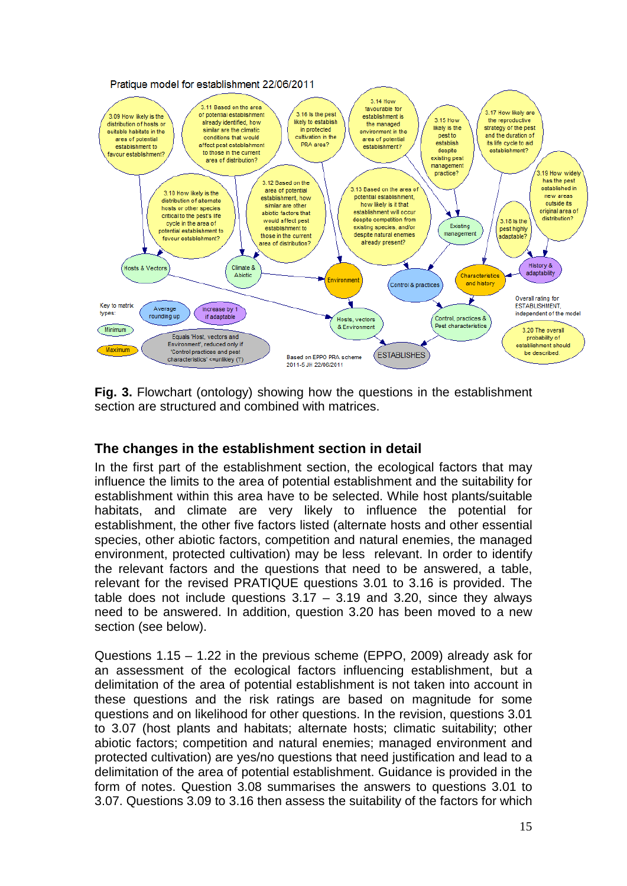Pratique model for establishment 22/06/2011

3.09 How likely is the distribution of hosts or suitable habitats in the area of potential establishment to favour establishment?

3.11 Based on the area of potential establishment already identified, how similar are the climatic conditions that would affect pest establishment to those in the current area of distribution?

3.16 Is the pest likely to establish in protected cultivation in the PRA area?

3.14 How favourable for establishment is the managed environment in the area of potential establishment?

3.15 How likely is the pest to establish despite existing pest management practice?

3.17 How likely are the reproductive strategy of the pest and the duration of its life cycle to aid establishment?

3.19 How widely has the pest established in new areas outside its original area of distribution?

3.10 How likely is the distribution of alternate hosts or other species critical to the pest's life cycle in the area of potential establishment to favour establishment?

3.12 Based on the area of potential establishment, how similar are other abiotic factors that would affect pest establishment to those in the current area of distribution?

3.13 Based on the area of potential establishment, how likely is it that establishment will occur despite competition from existing species, and/or despite natural enemies already present?

Existing management

3.18 Is the pest highly adaptable?

Hosts & Vectors

Climate & Abiotic

Environment

Control & practices

Characteristics and history

History & adaptability

Key to matrix types:

Average rounding up

Increase by 1 if adaptable

Minimum

Maximum

Equals 'Host, vectors and Environment', reduced only if 'Control practices and pest characteristics' <=unlikley (?)

Hosts, vectors & Environment

Control, practices & Pest characteristics

Overall rating for ESTABLISHMENT, independent of the model

3.20 The overall probability of establishment should be described.

ESTABLISHES

Based on EPPO PRA scheme 2011-5 JH 22/06/2011

**Fig. 3.** Flowchart (ontology) showing how the questions in the establishment section are structured and combined with matrices.

## The changes in the establishment section in detail

In the first part of the establishment section, the ecological factors that may influence the limits to the area of potential establishment and the suitability for establishment within this area have to be selected. While host plants/suitable habitats, and climate are very likely to influence the potential for establishment, the other five factors listed (alternate hosts and other essential species, other abiotic factors, competition and natural enemies, the managed environment, protected cultivation) may be less relevant. In order to identify the relevant factors and the questions that need to be answered, a table, relevant for the revised PRATIQUE questions 3.01 to 3.16 is provided. The table does not include questions 3.17 – 3.19 and 3.20, since they always need to be answered. In addition, question 3.20 has been moved to a new section (see below).

Questions 1.15 – 1.22 in the previous scheme (EPPO, 2009) already ask for an assessment of the ecological factors influencing establishment, but a delimitation of the area of potential establishment is not taken into account in these questions and the risk ratings are based on magnitude for some questions and on likelihood for other questions. In the revision, questions 3.01 to 3.07 (host plants and habitats; alternate hosts; climatic suitability; other abiotic factors; competition and natural enemies; managed environment and protected cultivation) are yes/no questions that need justification and lead to a delimitation of the area of potential establishment. Guidance is provided in the form of notes. Question 3.08 summarises the answers to questions 3.01 to 3.07. Questions 3.09 to 3.16 then assess the suitability of the factors for which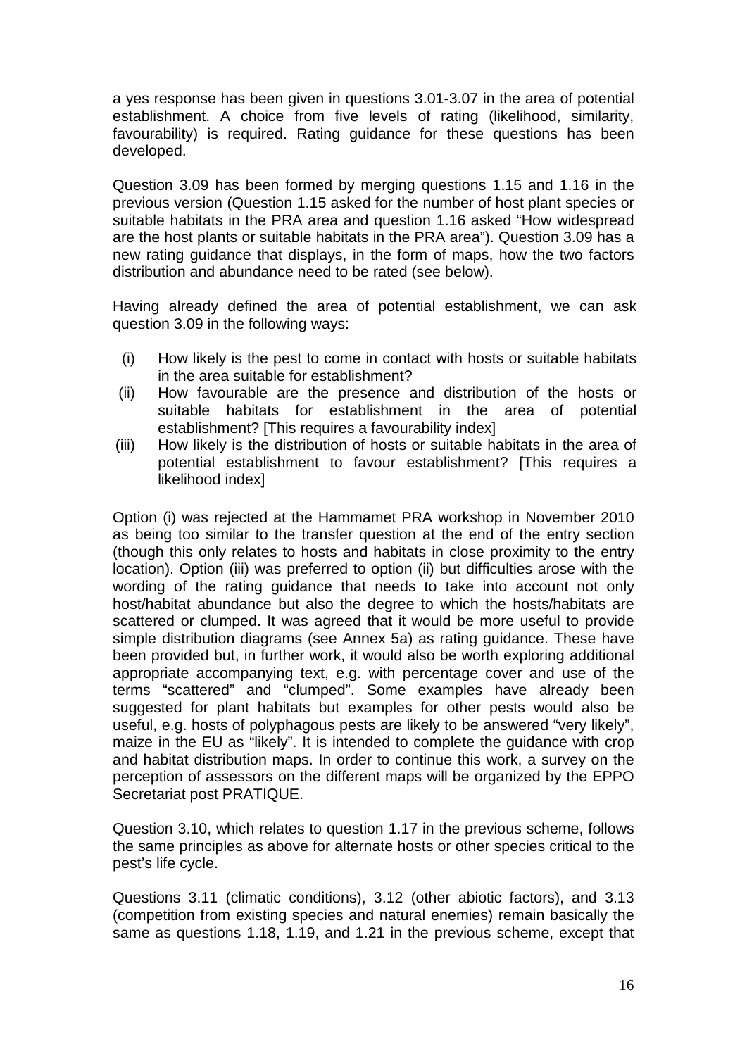a yes response has been given in questions 3.01-3.07 in the area of potential establishment. A choice from five levels of rating (likelihood, similarity, favourability) is required. Rating guidance for these questions has been developed.

Question 3.09 has been formed by merging questions 1.15 and 1.16 in the previous version (Question 1.15 asked for the number of host plant species or suitable habitats in the PRA area and question 1.16 asked "How widespread are the host plants or suitable habitats in the PRA area"). Question 3.09 has a new rating guidance that displays, in the form of maps, how the two factors distribution and abundance need to be rated (see below).

Having already defined the area of potential establishment, we can ask question 3.09 in the following ways:

(i) How likely is the pest to come in contact with hosts or suitable habitats in the area suitable for establishment?

(ii) How favourable are the presence and distribution of the hosts or suitable habitats for establishment in the area of potential establishment? [This requires a favourability index]

(iii) How likely is the distribution of hosts or suitable habitats in the area of potential establishment to favour establishment? [This requires a likelihood index]

Option (i) was rejected at the Hammamet PRA workshop in November 2010 as being too similar to the transfer question at the end of the entry section (though this only relates to hosts and habitats in close proximity to the entry location). Option (iii) was preferred to option (ii) but difficulties arose with the wording of the rating guidance that needs to take into account not only host/habitat abundance but also the degree to which the hosts/habitats are scattered or clumped. It was agreed that it would be more useful to provide simple distribution diagrams (see Annex 5a) as rating guidance. These have been provided but, in further work, it would also be worth exploring additional appropriate accompanying text, e.g. with percentage cover and use of the terms "scattered" and "clumped". Some examples have already been suggested for plant habitats but examples for other pests would also be useful, e.g. hosts of polyphagous pests are likely to be answered "very likely", maize in the EU as "likely". It is intended to complete the guidance with crop and habitat distribution maps. In order to continue this work, a survey on the perception of assessors on the different maps will be organized by the EPPO Secretariat post PRATIQUE.

Question 3.10, which relates to question 1.17 in the previous scheme, follows the same principles as above for alternate hosts or other species critical to the pest's life cycle.

Questions 3.11 (climatic conditions), 3.12 (other abiotic factors), and 3.13 (competition from existing species and natural enemies) remain basically the same as questions 1.18, 1.19, and 1.21 in the previous scheme, except that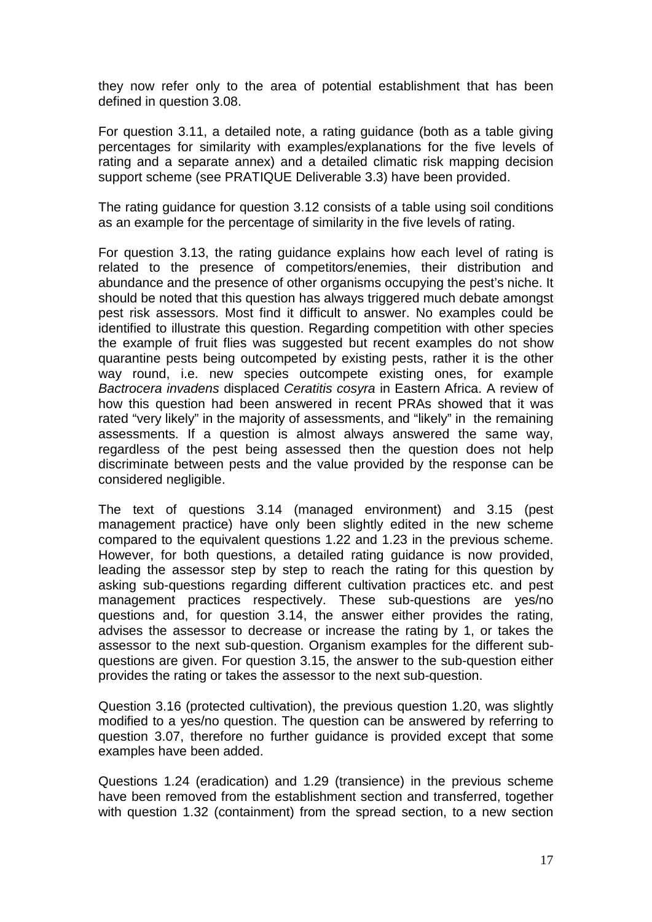they now refer only to the area of potential establishment that has been defined in question 3.08.

For question 3.11, a detailed note, a rating guidance (both as a table giving percentages for similarity with examples/explanations for the five levels of rating and a separate annex) and a detailed climatic risk mapping decision support scheme (see PRATIQUE Deliverable 3.3) have been provided.

The rating guidance for question 3.12 consists of a table using soil conditions as an example for the percentage of similarity in the five levels of rating.

For question 3.13, the rating guidance explains how each level of rating is related to the presence of competitors/enemies, their distribution and abundance and the presence of other organisms occupying the pest's niche. It should be noted that this question has always triggered much debate amongst pest risk assessors. Most find it difficult to answer. No examples could be identified to illustrate this question. Regarding competition with other species the example of fruit flies was suggested but recent examples do not show quarantine pests being outcompeted by existing pests, rather it is the other way round, i.e. new species outcompete existing ones, for example *Bactrocera invadens* displaced *Ceratitis cosyra* in Eastern Africa. A review of how this question had been answered in recent PRAs showed that it was rated "very likely" in the majority of assessments, and "likely" in the remaining assessments. If a question is almost always answered the same way, regardless of the pest being assessed then the question does not help discriminate between pests and the value provided by the response can be considered negligible.

The text of questions 3.14 (managed environment) and 3.15 (pest management practice) have only been slightly edited in the new scheme compared to the equivalent questions 1.22 and 1.23 in the previous scheme. However, for both questions, a detailed rating guidance is now provided, leading the assessor step by step to reach the rating for this question by asking sub-questions regarding different cultivation practices etc. and pest management practices respectively. These sub-questions are yes/no questions and, for question 3.14, the answer either provides the rating, advises the assessor to decrease or increase the rating by 1, or takes the assessor to the next sub-question. Organism examples for the different sub-questions are given. For question 3.15, the answer to the sub-question either provides the rating or takes the assessor to the next sub-question.

Question 3.16 (protected cultivation), the previous question 1.20, was slightly modified to a yes/no question. The question can be answered by referring to question 3.07, therefore no further guidance is provided except that some examples have been added.

Questions 1.24 (eradication) and 1.29 (transience) in the previous scheme have been removed from the establishment section and transferred, together with question 1.32 (containment) from the spread section, to a new section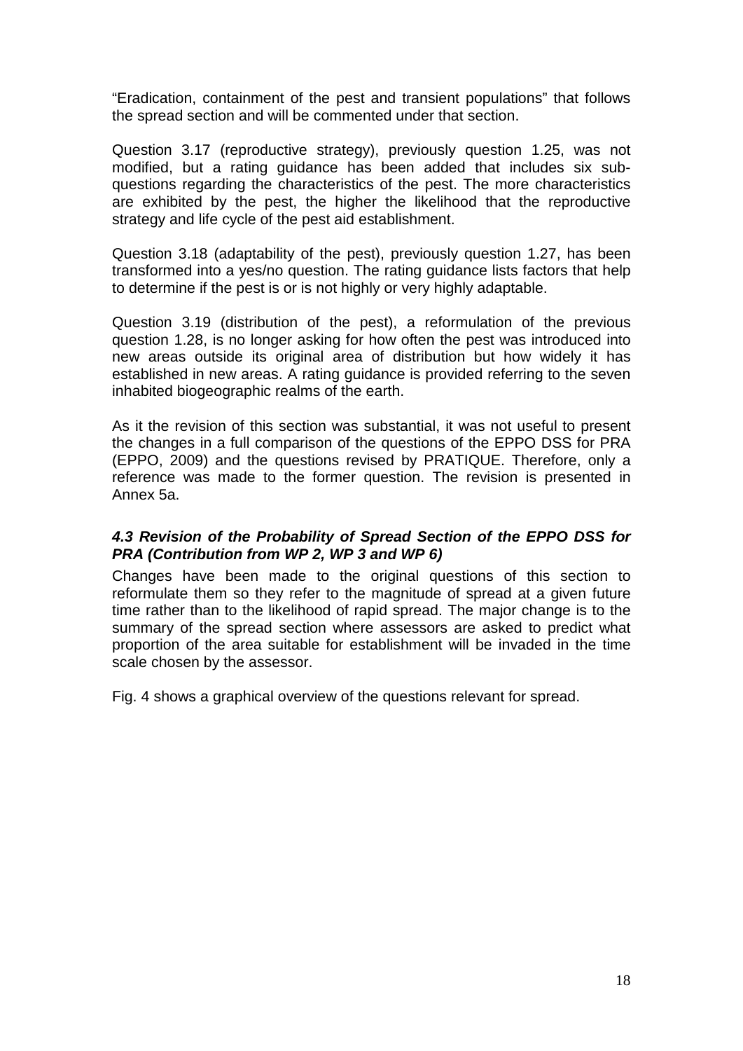"Eradication, containment of the pest and transient populations" that follows the spread section and will be commented under that section.

Question 3.17 (reproductive strategy), previously question 1.25, was not modified, but a rating guidance has been added that includes six sub-questions regarding the characteristics of the pest. The more characteristics are exhibited by the pest, the higher the likelihood that the reproductive strategy and life cycle of the pest aid establishment.

Question 3.18 (adaptability of the pest), previously question 1.27, has been transformed into a yes/no question. The rating guidance lists factors that help to determine if the pest is or is not highly or very highly adaptable.

Question 3.19 (distribution of the pest), a reformulation of the previous question 1.28, is no longer asking for how often the pest was introduced into new areas outside its original area of distribution but how widely it has established in new areas. A rating guidance is provided referring to the seven inhabited biogeographic realms of the earth.

As it the revision of this section was substantial, it was not useful to present the changes in a full comparison of the questions of the EPPO DSS for PRA (EPPO, 2009) and the questions revised by PRATIQUE. Therefore, only a reference was made to the former question. The revision is presented in Annex 5a.

### *4.3 Revision of the Probability of Spread Section of the EPPO DSS for PRA (Contribution from WP 2, WP 3 and WP 6)*

Changes have been made to the original questions of this section to reformulate them so they refer to the magnitude of spread at a given future time rather than to the likelihood of rapid spread. The major change is to the summary of the spread section where assessors are asked to predict what proportion of the area suitable for establishment will be invaded in the time scale chosen by the assessor.

Fig. 4 shows a graphical overview of the questions relevant for spread.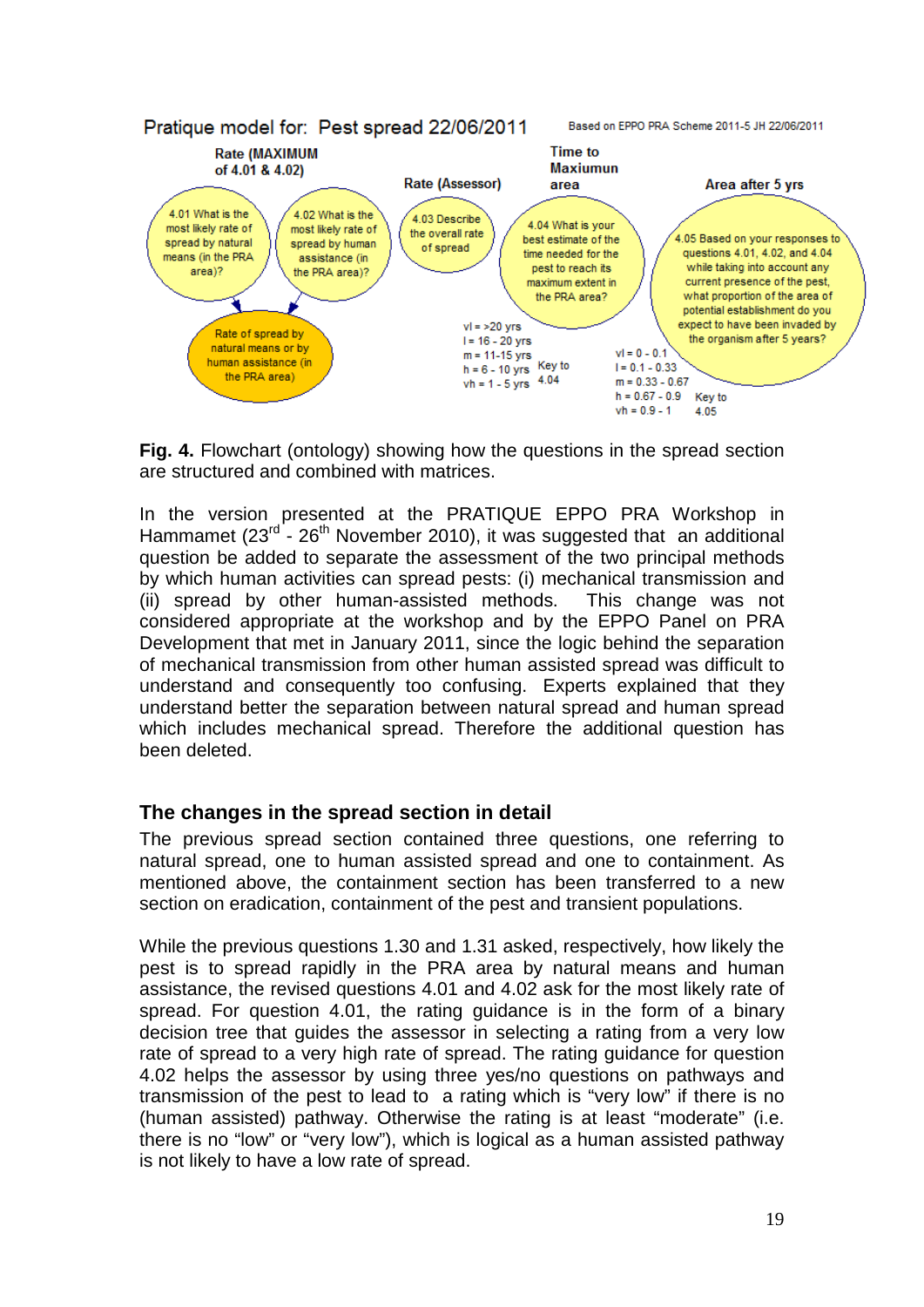Pratique model for: Pest spread 22/06/2011

Based on EPPO PRA Scheme 2011-5 JH 22/06/2011

**Rate (MAXIMUM of 4.01 & 4.02)**

- 4.01 What is the most likely rate of spread by natural means (in the PRA area)?
- 4.02 What is the most likely rate of spread by human assistance (in the PRA area)?
- Rate of spread by natural means or by human assistance (in the PRA area)

**Rate (Assessor)**

- 4.03 Describe the overall rate of spread

**Time to Maxiumun area**

- 4.04 What is your best estimate of the time needed for the pest to reach its maximum extent in the PRA area?

Key to 4.04: vl = >20 yrs; l = 16 - 20 yrs; m = 11-15 yrs; h = 6 - 10 yrs; vh = 1 - 5 yrs

**Area after 5 yrs**

- 4.05 Based on your responses to questions 4.01, 4.02, and 4.04 while taking into account any current presence of the pest, what proportion of the area of potential establishment do you expect to have been invaded by the organism after 5 years?

Key to 4.05: vl = 0 - 0.1; l = 0.1 - 0.33; m = 0.33 - 0.67; h = 0.67 - 0.9; vh = 0.9 - 1

**Fig. 4.** Flowchart (ontology) showing how the questions in the spread section are structured and combined with matrices.

In the version presented at the PRATIQUE EPPO PRA Workshop in Hammamet (23rd - 26th November 2010), it was suggested that an additional question be added to separate the assessment of the two principal methods by which human activities can spread pests: (i) mechanical transmission and (ii) spread by other human-assisted methods. This change was not considered appropriate at the workshop and by the EPPO Panel on PRA Development that met in January 2011, since the logic behind the separation of mechanical transmission from other human assisted spread was difficult to understand and consequently too confusing. Experts explained that they understand better the separation between natural spread and human spread which includes mechanical spread. Therefore the additional question has been deleted.

### The changes in the spread section in detail

The previous spread section contained three questions, one referring to natural spread, one to human assisted spread and one to containment. As mentioned above, the containment section has been transferred to a new section on eradication, containment of the pest and transient populations.

While the previous questions 1.30 and 1.31 asked, respectively, how likely the pest is to spread rapidly in the PRA area by natural means and human assistance, the revised questions 4.01 and 4.02 ask for the most likely rate of spread. For question 4.01, the rating guidance is in the form of a binary decision tree that guides the assessor in selecting a rating from a very low rate of spread to a very high rate of spread. The rating guidance for question 4.02 helps the assessor by using three yes/no questions on pathways and transmission of the pest to lead to a rating which is "very low" if there is no (human assisted) pathway. Otherwise the rating is at least "moderate" (i.e. there is no "low" or "very low"), which is logical as a human assisted pathway is not likely to have a low rate of spread.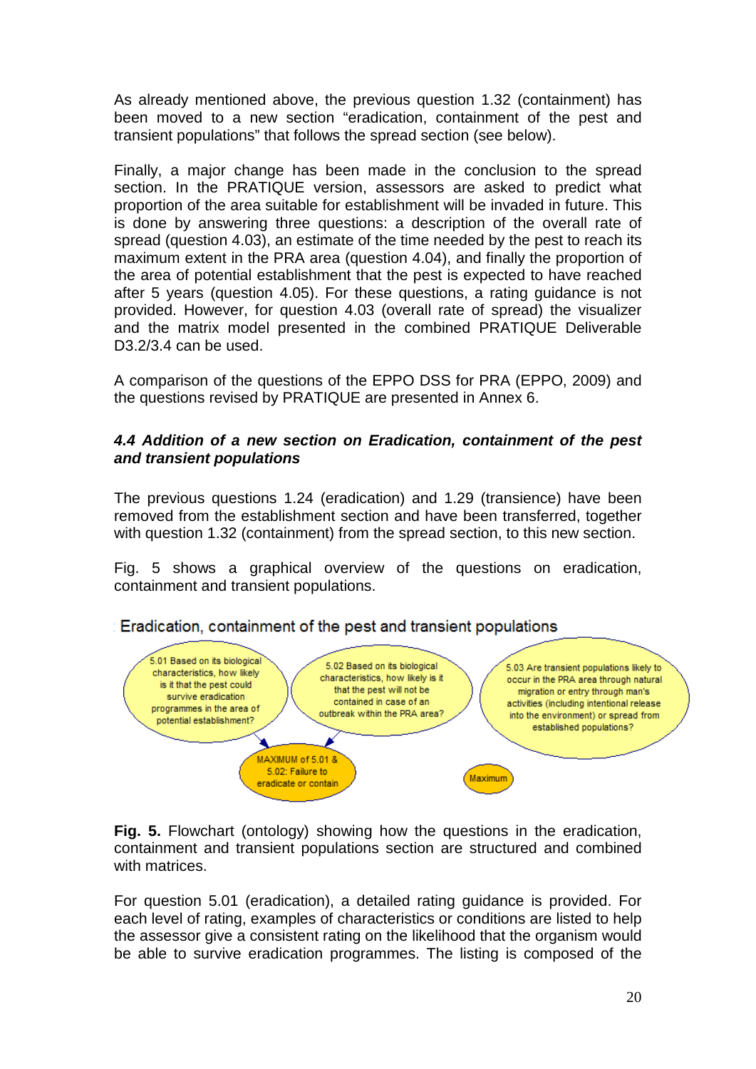As already mentioned above, the previous question 1.32 (containment) has been moved to a new section "eradication, containment of the pest and transient populations" that follows the spread section (see below).

Finally, a major change has been made in the conclusion to the spread section. In the PRATIQUE version, assessors are asked to predict what proportion of the area suitable for establishment will be invaded in future. This is done by answering three questions: a description of the overall rate of spread (question 4.03), an estimate of the time needed by the pest to reach its maximum extent in the PRA area (question 4.04), and finally the proportion of the area of potential establishment that the pest is expected to have reached after 5 years (question 4.05). For these questions, a rating guidance is not provided. However, for question 4.03 (overall rate of spread) the visualizer and the matrix model presented in the combined PRATIQUE Deliverable D3.2/3.4 can be used.

A comparison of the questions of the EPPO DSS for PRA (EPPO, 2009) and the questions revised by PRATIQUE are presented in Annex 6.

### *4.4 Addition of a new section on Eradication, containment of the pest and transient populations*

The previous questions 1.24 (eradication) and 1.29 (transience) have been removed from the establishment section and have been transferred, together with question 1.32 (containment) from the spread section, to this new section.

Fig. 5 shows a graphical overview of the questions on eradication, containment and transient populations.

Eradication, containment of the pest and transient populations

5.01 Based on its biological characteristics, how likely is it that the pest could survive eradication programmes in the area of potential establishment?

5.02 Based on its biological characteristics, how likely is it that the pest will not be contained in case of an outbreak within the PRA area?

5.03 Are transient populations likely to occur in the PRA area through natural migration or entry through man's activities (including intentional release into the environment) or spread from established populations?

MAXIMUM of 5.01 & 5.02: Failure to eradicate or contain

Maximum

**Fig. 5.** Flowchart (ontology) showing how the questions in the eradication, containment and transient populations section are structured and combined with matrices.

For question 5.01 (eradication), a detailed rating guidance is provided. For each level of rating, examples of characteristics or conditions are listed to help the assessor give a consistent rating on the likelihood that the organism would be able to survive eradication programmes. The listing is composed of the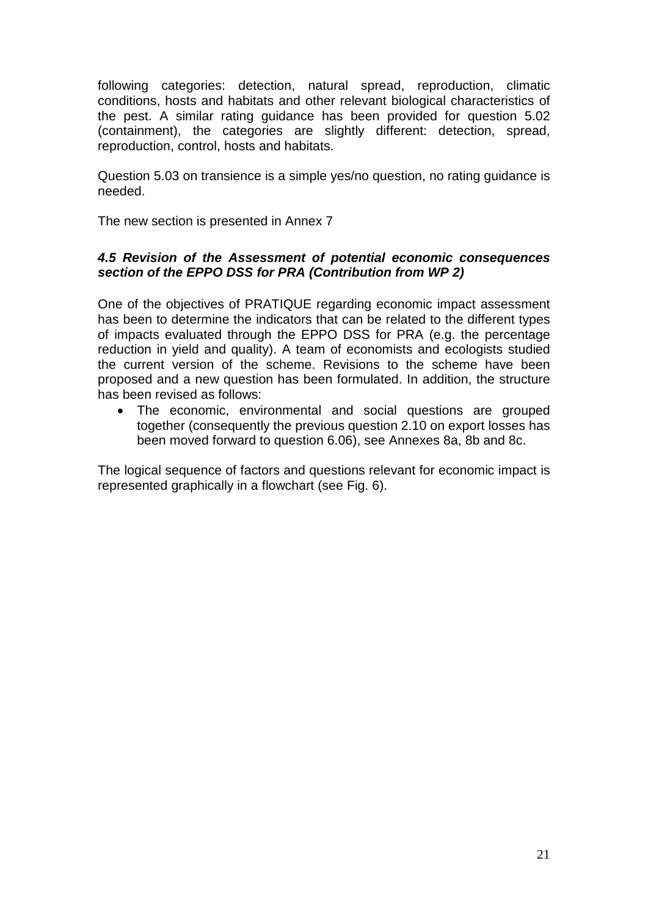following categories: detection, natural spread, reproduction, climatic conditions, hosts and habitats and other relevant biological characteristics of the pest. A similar rating guidance has been provided for question 5.02 (containment), the categories are slightly different: detection, spread, reproduction, control, hosts and habitats.

Question 5.03 on transience is a simple yes/no question, no rating guidance is needed.

The new section is presented in Annex 7

### *4.5 Revision of the Assessment of potential economic consequences section of the EPPO DSS for PRA (Contribution from WP 2)*

One of the objectives of PRATIQUE regarding economic impact assessment has been to determine the indicators that can be related to the different types of impacts evaluated through the EPPO DSS for PRA (e.g. the percentage reduction in yield and quality). A team of economists and ecologists studied the current version of the scheme. Revisions to the scheme have been proposed and a new question has been formulated. In addition, the structure has been revised as follows:

- The economic, environmental and social questions are grouped together (consequently the previous question 2.10 on export losses has been moved forward to question 6.06), see Annexes 8a, 8b and 8c.

The logical sequence of factors and questions relevant for economic impact is represented graphically in a flowchart (see Fig. 6).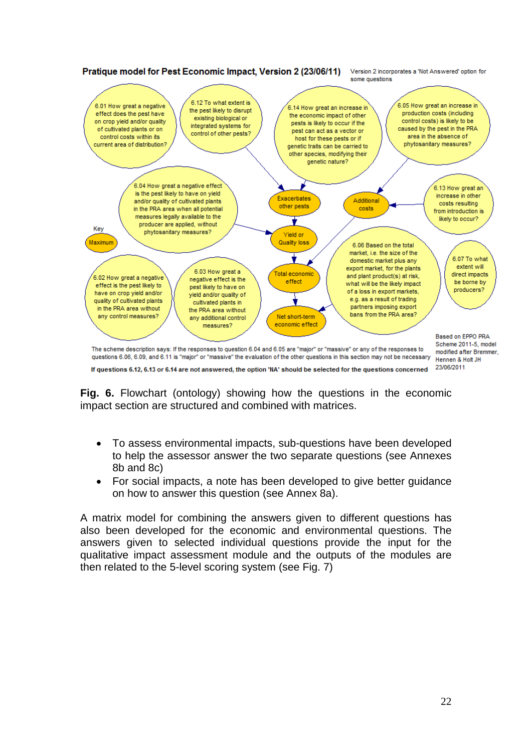**Pratique model for Pest Economic Impact, Version 2 (23/06/11)**

Version 2 incorporates a 'Not Answered' option for some questions

6.01 How great a negative effect does the pest have on crop yield and/or quality of cultivated plants or on control costs within its current area of distribution?

6.12 To what extent is the pest likely to disrupt existing biological or integrated systems for control of other pests?

6.14 How great an increase in the economic impact of other pests is likely to occur if the pest can act as a vector or host for these pests or if genetic traits can be carried to other species, modifying their genetic nature?

6.05 How great an increase in production costs (including control costs) is likely to be caused by the pest in the PRA area in the absence of phytosanitary measures?

6.04 How great a negative effect is the pest likely to have on yield and/or quality of cultivated plants in the PRA area when all potential measures legally available to the producer are applied, without phytosanitary measures?

Exacerbates other pests

Additional costs

6.13 How great an increase in other costs resulting from introduction is likely to occur?

Key

Maximum

Yield or Quality loss

6.06 Based on the total market, i.e. the size of the domestic market plus any export market, for the plants and plant product(s) at risk, what will be the likely impact of a loss in export markets, e.g. as a result of trading partners imposing export bans from the PRA area?

6.07 To what extent will direct impacts be borne by producers?

6.02 How great a negative effect is the pest likely to have on crop yield and/or quality of cultivated plants in the PRA area without any control measures?

6.03 How great a negative effect is the pest likely to have on yield and/or quality of cultivated plants in the PRA area without any additional control measures?

Total economic effect

Net short-term economic effect

Based on EPPO PRA Scheme 2011-5, model modified after Bremmer, Hennen & Holt JH 23/06/2011

The scheme description says: If the responses to question 6.04 and 6.05 are "major" or "massive" or any of the responses to questions 6.06, 6.09, and 6.11 is "major" or "massive" the evaluation of the other questions in this section may not be necessary

**If questions 6.12, 6.13 or 6.14 are not answered, the option 'NA' should be selected for the questions concerned**

**Fig. 6.** Flowchart (ontology) showing how the questions in the economic impact section are structured and combined with matrices.

- To assess environmental impacts, sub-questions have been developed to help the assessor answer the two separate questions (see Annexes 8b and 8c)
- For social impacts, a note has been developed to give better guidance on how to answer this question (see Annex 8a).

A matrix model for combining the answers given to different questions has also been developed for the economic and environmental questions. The answers given to selected individual questions provide the input for the qualitative impact assessment module and the outputs of the modules are then related to the 5-level scoring system (see Fig. 7)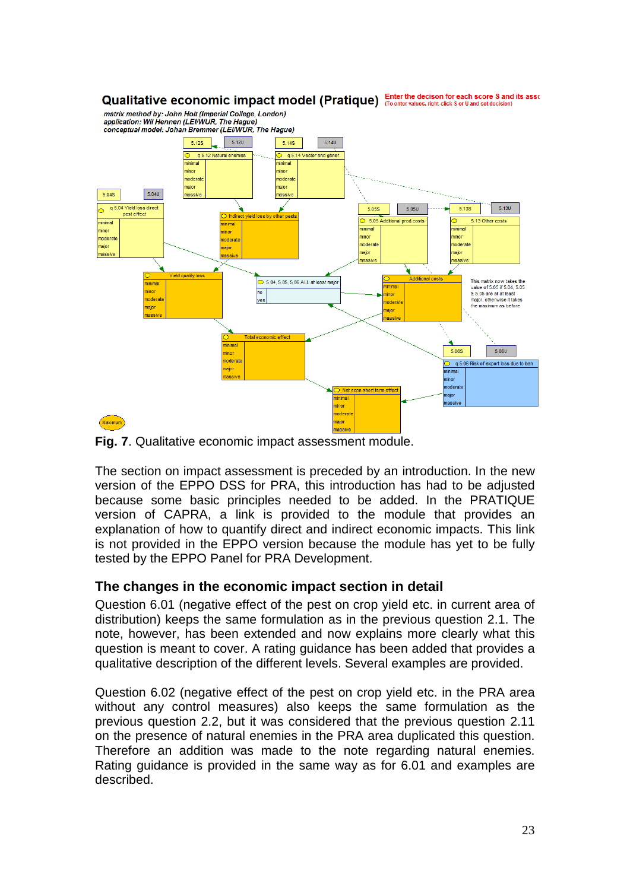Fig. 7. Qualitative economic impact assessment module.

The section on impact assessment is preceded by an introduction. In the new version of the EPPO DSS for PRA, this introduction has had to be adjusted because some basic principles needed to be added. In the PRATIQUE version of CAPRA, a link is provided to the module that provides an explanation of how to quantify direct and indirect economic impacts. This link is not provided in the EPPO version because the module has yet to be fully tested by the EPPO Panel for PRA Development.

## The changes in the economic impact section in detail

Question 6.01 (negative effect of the pest on crop yield etc. in current area of distribution) keeps the same formulation as in the previous question 2.1. The note, however, has been extended and now explains more clearly what this question is meant to cover. A rating guidance has been added that provides a qualitative description of the different levels. Several examples are provided.

Question 6.02 (negative effect of the pest on crop yield etc. in the PRA area without any control measures) also keeps the same formulation as the previous question 2.2, but it was considered that the previous question 2.11 on the presence of natural enemies in the PRA area duplicated this question. Therefore an addition was made to the note regarding natural enemies. Rating guidance is provided in the same way as for 6.01 and examples are described.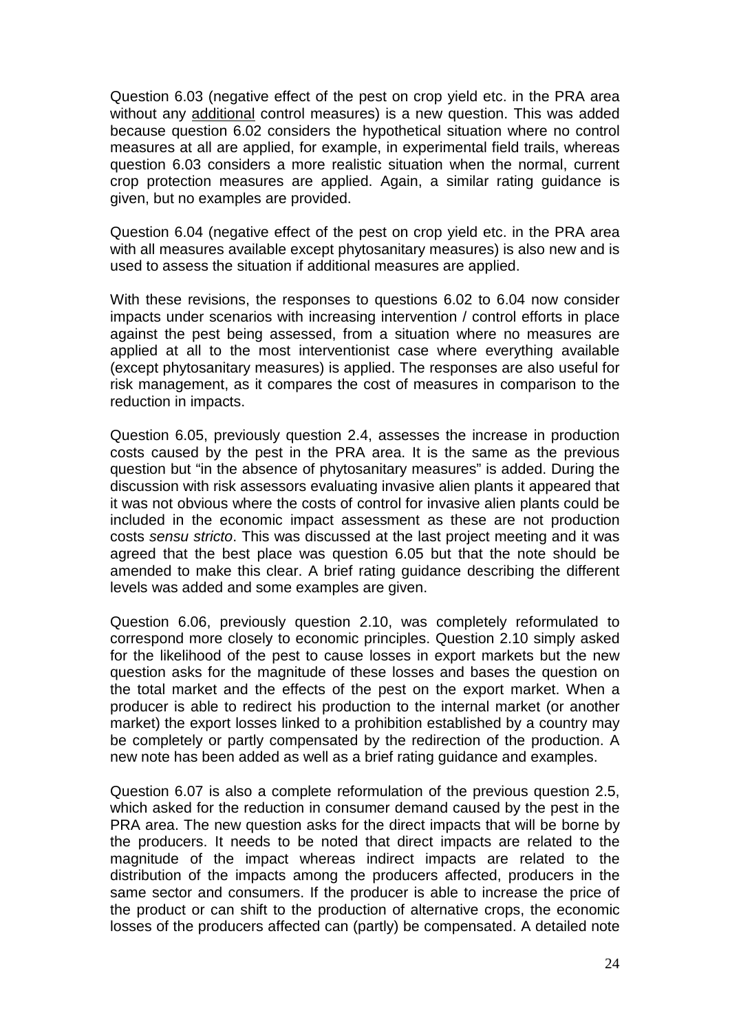Question 6.03 (negative effect of the pest on crop yield etc. in the PRA area without any additional control measures) is a new question. This was added because question 6.02 considers the hypothetical situation where no control measures at all are applied, for example, in experimental field trails, whereas question 6.03 considers a more realistic situation when the normal, current crop protection measures are applied. Again, a similar rating guidance is given, but no examples are provided.

Question 6.04 (negative effect of the pest on crop yield etc. in the PRA area with all measures available except phytosanitary measures) is also new and is used to assess the situation if additional measures are applied.

With these revisions, the responses to questions 6.02 to 6.04 now consider impacts under scenarios with increasing intervention / control efforts in place against the pest being assessed, from a situation where no measures are applied at all to the most interventionist case where everything available (except phytosanitary measures) is applied. The responses are also useful for risk management, as it compares the cost of measures in comparison to the reduction in impacts.

Question 6.05, previously question 2.4, assesses the increase in production costs caused by the pest in the PRA area. It is the same as the previous question but "in the absence of phytosanitary measures" is added. During the discussion with risk assessors evaluating invasive alien plants it appeared that it was not obvious where the costs of control for invasive alien plants could be included in the economic impact assessment as these are not production costs *sensu stricto*. This was discussed at the last project meeting and it was agreed that the best place was question 6.05 but that the note should be amended to make this clear. A brief rating guidance describing the different levels was added and some examples are given.

Question 6.06, previously question 2.10, was completely reformulated to correspond more closely to economic principles. Question 2.10 simply asked for the likelihood of the pest to cause losses in export markets but the new question asks for the magnitude of these losses and bases the question on the total market and the effects of the pest on the export market. When a producer is able to redirect his production to the internal market (or another market) the export losses linked to a prohibition established by a country may be completely or partly compensated by the redirection of the production. A new note has been added as well as a brief rating guidance and examples.

Question 6.07 is also a complete reformulation of the previous question 2.5, which asked for the reduction in consumer demand caused by the pest in the PRA area. The new question asks for the direct impacts that will be borne by the producers. It needs to be noted that direct impacts are related to the magnitude of the impact whereas indirect impacts are related to the distribution of the impacts among the producers affected, producers in the same sector and consumers. If the producer is able to increase the price of the product or can shift to the production of alternative crops, the economic losses of the producers affected can (partly) be compensated. A detailed note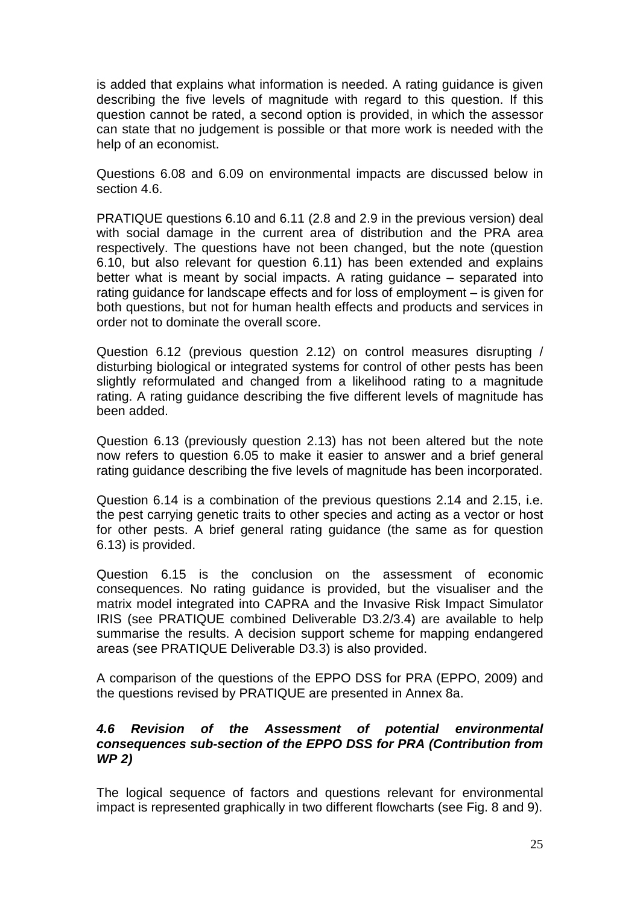is added that explains what information is needed. A rating guidance is given describing the five levels of magnitude with regard to this question. If this question cannot be rated, a second option is provided, in which the assessor can state that no judgement is possible or that more work is needed with the help of an economist.

Questions 6.08 and 6.09 on environmental impacts are discussed below in section 4.6.

PRATIQUE questions 6.10 and 6.11 (2.8 and 2.9 in the previous version) deal with social damage in the current area of distribution and the PRA area respectively. The questions have not been changed, but the note (question 6.10, but also relevant for question 6.11) has been extended and explains better what is meant by social impacts. A rating guidance – separated into rating guidance for landscape effects and for loss of employment – is given for both questions, but not for human health effects and products and services in order not to dominate the overall score.

Question 6.12 (previous question 2.12) on control measures disrupting / disturbing biological or integrated systems for control of other pests has been slightly reformulated and changed from a likelihood rating to a magnitude rating. A rating guidance describing the five different levels of magnitude has been added.

Question 6.13 (previously question 2.13) has not been altered but the note now refers to question 6.05 to make it easier to answer and a brief general rating guidance describing the five levels of magnitude has been incorporated.

Question 6.14 is a combination of the previous questions 2.14 and 2.15, i.e. the pest carrying genetic traits to other species and acting as a vector or host for other pests. A brief general rating guidance (the same as for question 6.13) is provided.

Question 6.15 is the conclusion on the assessment of economic consequences. No rating guidance is provided, but the visualiser and the matrix model integrated into CAPRA and the Invasive Risk Impact Simulator IRIS (see PRATIQUE combined Deliverable D3.2/3.4) are available to help summarise the results. A decision support scheme for mapping endangered areas (see PRATIQUE Deliverable D3.3) is also provided.

A comparison of the questions of the EPPO DSS for PRA (EPPO, 2009) and the questions revised by PRATIQUE are presented in Annex 8a.

### *4.6 Revision of the Assessment of potential environmental consequences sub-section of the EPPO DSS for PRA (Contribution from WP 2)*

The logical sequence of factors and questions relevant for environmental impact is represented graphically in two different flowcharts (see Fig. 8 and 9).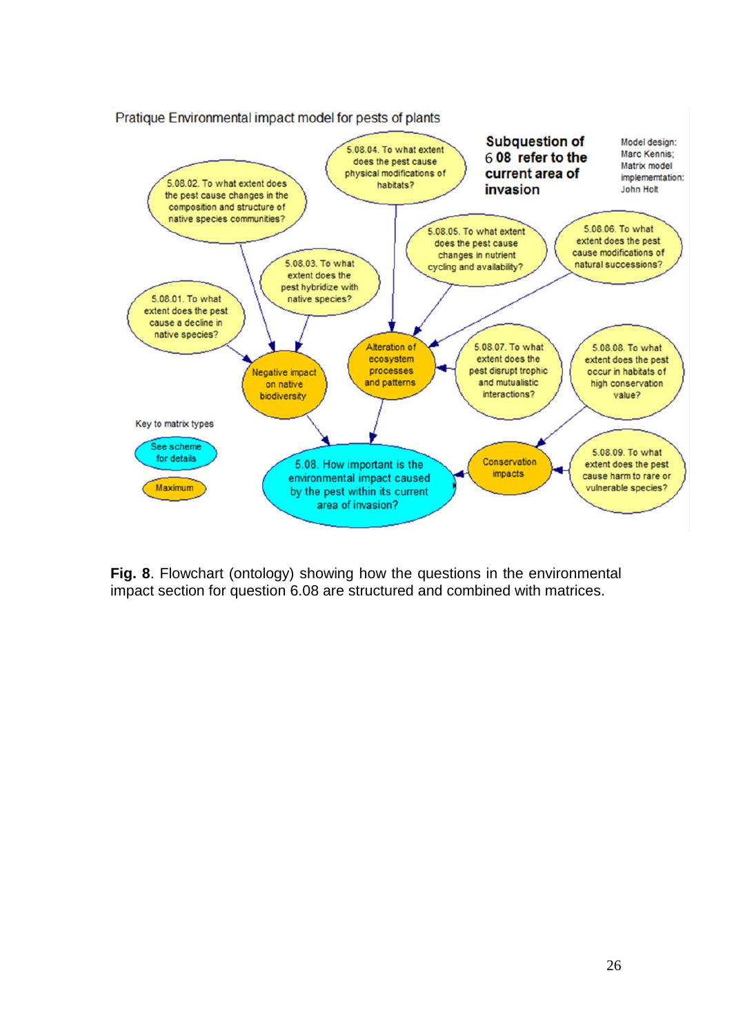Pratique Environmental impact model for pests of plants

**Subquestion of 6.08 refer to the current area of invasion**

Model design: Marc Kennis; Matrix model implementation: John Holt

5.08.01. To what extent does the pest cause a decline in native species?

5.08.02. To what extent does the pest cause changes in the composition and structure of native species communities?

5.08.03. To what extent does the pest hybridize with native species?

5.08.04. To what extent does the pest cause physical modifications of habitats?

5.08.05. To what extent does the pest cause changes in nutrient cycling and availability?

5.08.06. To what extent does the pest cause modifications of natural successions?

5.08.07. To what extent does the pest disrupt trophic and mutualistic interactions?

5.08.08. To what extent does the pest occur in habitats of high conservation value?

5.08.09. To what extent does the pest cause harm to rare or vulnerable species?

Negative impact on native biodiversity

Alteration of ecosystem processes and patterns

Conservation impacts

5.08. How important is the environmental impact caused by the pest within its current area of invasion?

Key to matrix types

See scheme for details

Maximum

**Fig. 8**. Flowchart (ontology) showing how the questions in the environmental impact section for question 6.08 are structured and combined with matrices.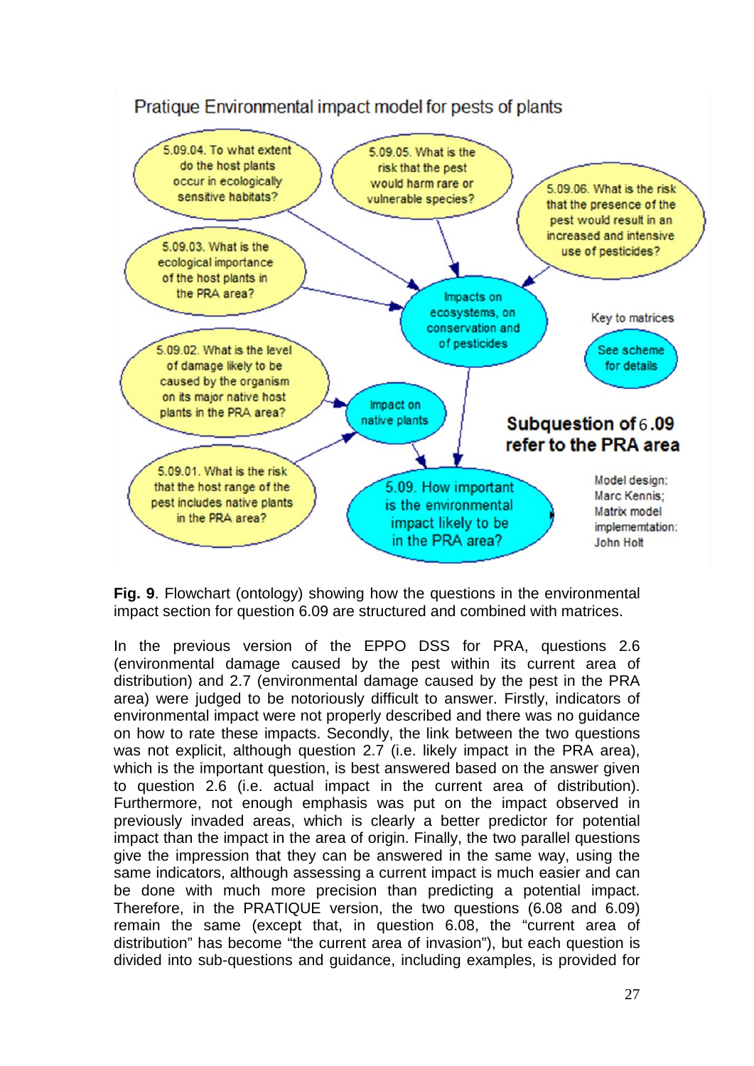Pratique Environmental impact model for pests of plants

5.09.04. To what extent do the host plants occur in ecologically sensitive habitats?

5.09.05. What is the risk that the pest would harm rare or vulnerable species?

5.09.06. What is the risk that the presence of the pest would result in an increased and intensive use of pesticides?

5.09.03. What is the ecological importance of the host plants in the PRA area?

Impacts on ecosystems, on conservation and of pesticides

Key to matrices

See scheme for details

5.09.02. What is the level of damage likely to be caused by the organism on its major native host plants in the PRA area?

Impact on native plants

**Subquestion of 6.09 refer to the PRA area**

5.09.01. What is the risk that the host range of the pest includes native plants in the PRA area?

5.09. How important is the environmental impact likely to be in the PRA area?

Model design: Marc Kennis; Matrix model implememtation: John Holt

**Fig. 9**. Flowchart (ontology) showing how the questions in the environmental impact section for question 6.09 are structured and combined with matrices.

In the previous version of the EPPO DSS for PRA, questions 2.6 (environmental damage caused by the pest within its current area of distribution) and 2.7 (environmental damage caused by the pest in the PRA area) were judged to be notoriously difficult to answer. Firstly, indicators of environmental impact were not properly described and there was no guidance on how to rate these impacts. Secondly, the link between the two questions was not explicit, although question 2.7 (i.e. likely impact in the PRA area), which is the important question, is best answered based on the answer given to question 2.6 (i.e. actual impact in the current area of distribution). Furthermore, not enough emphasis was put on the impact observed in previously invaded areas, which is clearly a better predictor for potential impact than the impact in the area of origin. Finally, the two parallel questions give the impression that they can be answered in the same way, using the same indicators, although assessing a current impact is much easier and can be done with much more precision than predicting a potential impact. Therefore, in the PRATIQUE version, the two questions (6.08 and 6.09) remain the same (except that, in question 6.08, the "current area of distribution" has become "the current area of invasion"), but each question is divided into sub-questions and guidance, including examples, is provided for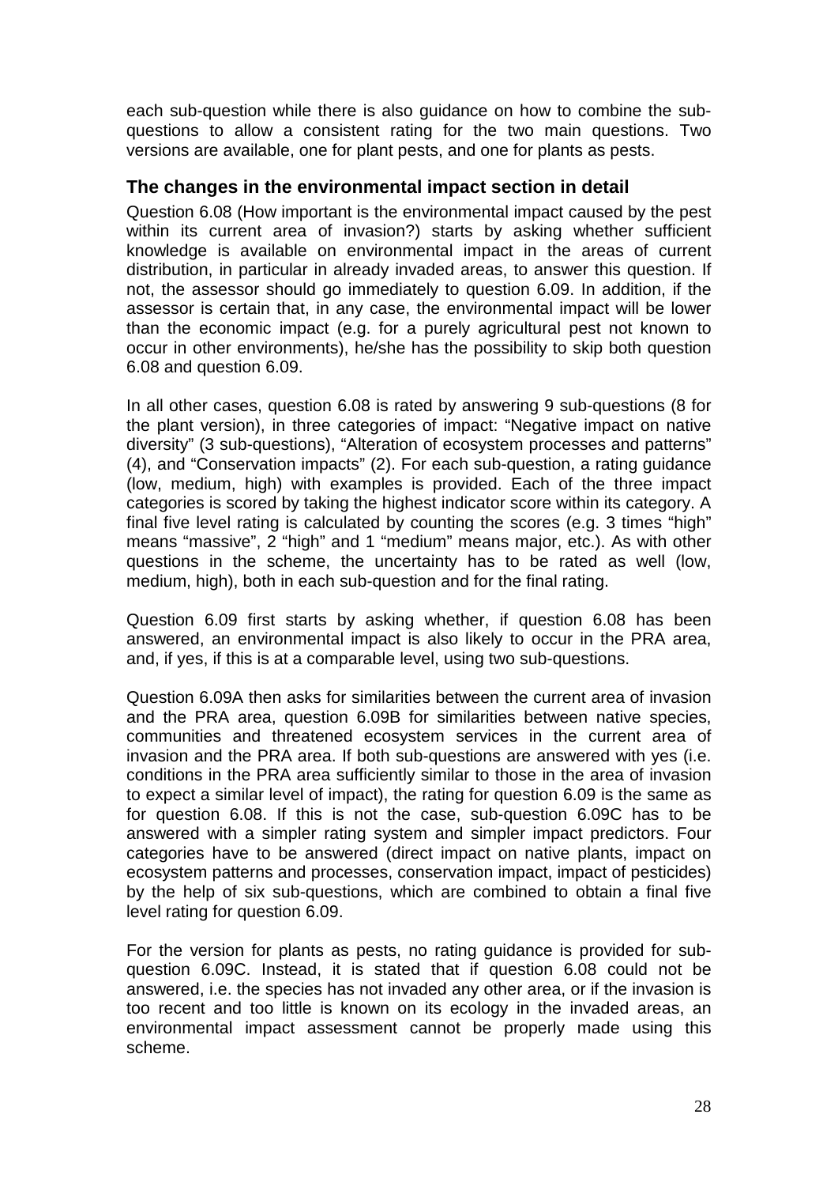each sub-question while there is also guidance on how to combine the sub-questions to allow a consistent rating for the two main questions. Two versions are available, one for plant pests, and one for plants as pests.

## The changes in the environmental impact section in detail

Question 6.08 (How important is the environmental impact caused by the pest within its current area of invasion?) starts by asking whether sufficient knowledge is available on environmental impact in the areas of current distribution, in particular in already invaded areas, to answer this question. If not, the assessor should go immediately to question 6.09. In addition, if the assessor is certain that, in any case, the environmental impact will be lower than the economic impact (e.g. for a purely agricultural pest not known to occur in other environments), he/she has the possibility to skip both question 6.08 and question 6.09.

In all other cases, question 6.08 is rated by answering 9 sub-questions (8 for the plant version), in three categories of impact: "Negative impact on native diversity" (3 sub-questions), "Alteration of ecosystem processes and patterns" (4), and "Conservation impacts" (2). For each sub-question, a rating guidance (low, medium, high) with examples is provided. Each of the three impact categories is scored by taking the highest indicator score within its category. A final five level rating is calculated by counting the scores (e.g. 3 times "high" means "massive", 2 "high" and 1 "medium" means major, etc.). As with other questions in the scheme, the uncertainty has to be rated as well (low, medium, high), both in each sub-question and for the final rating.

Question 6.09 first starts by asking whether, if question 6.08 has been answered, an environmental impact is also likely to occur in the PRA area, and, if yes, if this is at a comparable level, using two sub-questions.

Question 6.09A then asks for similarities between the current area of invasion and the PRA area, question 6.09B for similarities between native species, communities and threatened ecosystem services in the current area of invasion and the PRA area. If both sub-questions are answered with yes (i.e. conditions in the PRA area sufficiently similar to those in the area of invasion to expect a similar level of impact), the rating for question 6.09 is the same as for question 6.08. If this is not the case, sub-question 6.09C has to be answered with a simpler rating system and simpler impact predictors. Four categories have to be answered (direct impact on native plants, impact on ecosystem patterns and processes, conservation impact, impact of pesticides) by the help of six sub-questions, which are combined to obtain a final five level rating for question 6.09.

For the version for plants as pests, no rating guidance is provided for sub-question 6.09C. Instead, it is stated that if question 6.08 could not be answered, i.e. the species has not invaded any other area, or if the invasion is too recent and too little is known on its ecology in the invaded areas, an environmental impact assessment cannot be properly made using this scheme.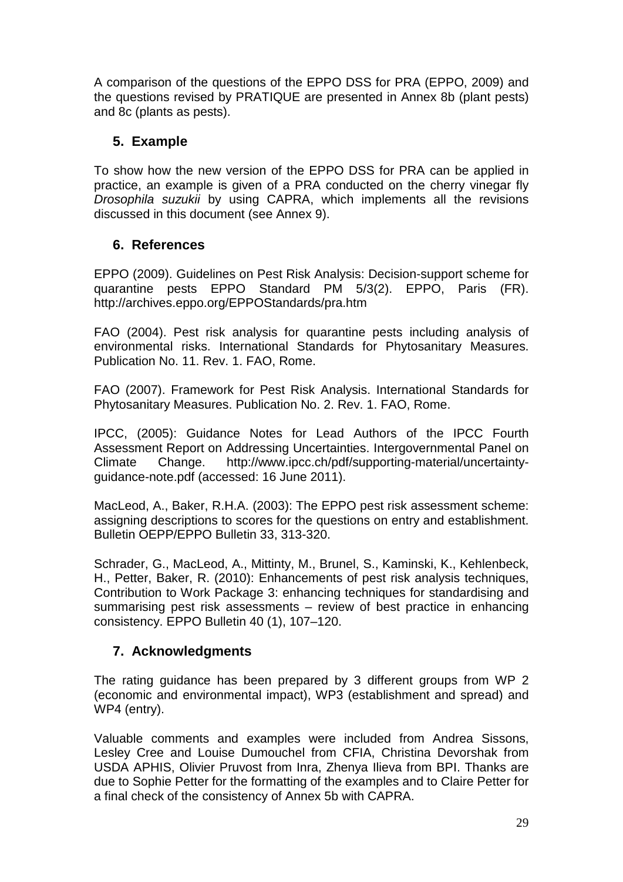A comparison of the questions of the EPPO DSS for PRA (EPPO, 2009) and the questions revised by PRATIQUE are presented in Annex 8b (plant pests) and 8c (plants as pests).

## 5. Example

To show how the new version of the EPPO DSS for PRA can be applied in practice, an example is given of a PRA conducted on the cherry vinegar fly *Drosophila suzukii* by using CAPRA, which implements all the revisions discussed in this document (see Annex 9).

## 6. References

EPPO (2009). Guidelines on Pest Risk Analysis: Decision-support scheme for quarantine pests EPPO Standard PM 5/3(2). EPPO, Paris (FR). http://archives.eppo.org/EPPOStandards/pra.htm

FAO (2004). Pest risk analysis for quarantine pests including analysis of environmental risks. International Standards for Phytosanitary Measures. Publication No. 11. Rev. 1. FAO, Rome.

FAO (2007). Framework for Pest Risk Analysis. International Standards for Phytosanitary Measures. Publication No. 2. Rev. 1. FAO, Rome.

IPCC, (2005): Guidance Notes for Lead Authors of the IPCC Fourth Assessment Report on Addressing Uncertainties. Intergovernmental Panel on Climate Change. http://www.ipcc.ch/pdf/supporting-material/uncertainty-guidance-note.pdf (accessed: 16 June 2011).

MacLeod, A., Baker, R.H.A. (2003): The EPPO pest risk assessment scheme: assigning descriptions to scores for the questions on entry and establishment. Bulletin OEPP/EPPO Bulletin 33, 313-320.

Schrader, G., MacLeod, A., Mittinty, M., Brunel, S., Kaminski, K., Kehlenbeck, H., Petter, Baker, R. (2010): Enhancements of pest risk analysis techniques, Contribution to Work Package 3: enhancing techniques for standardising and summarising pest risk assessments – review of best practice in enhancing consistency. EPPO Bulletin 40 (1), 107–120.

## 7. Acknowledgments

The rating guidance has been prepared by 3 different groups from WP 2 (economic and environmental impact), WP3 (establishment and spread) and WP4 (entry).

Valuable comments and examples were included from Andrea Sissons, Lesley Cree and Louise Dumouchel from CFIA, Christina Devorshak from USDA APHIS, Olivier Pruvost from Inra, Zhenya Ilieva from BPI. Thanks are due to Sophie Petter for the formatting of the examples and to Claire Petter for a final check of the consistency of Annex 5b with CAPRA.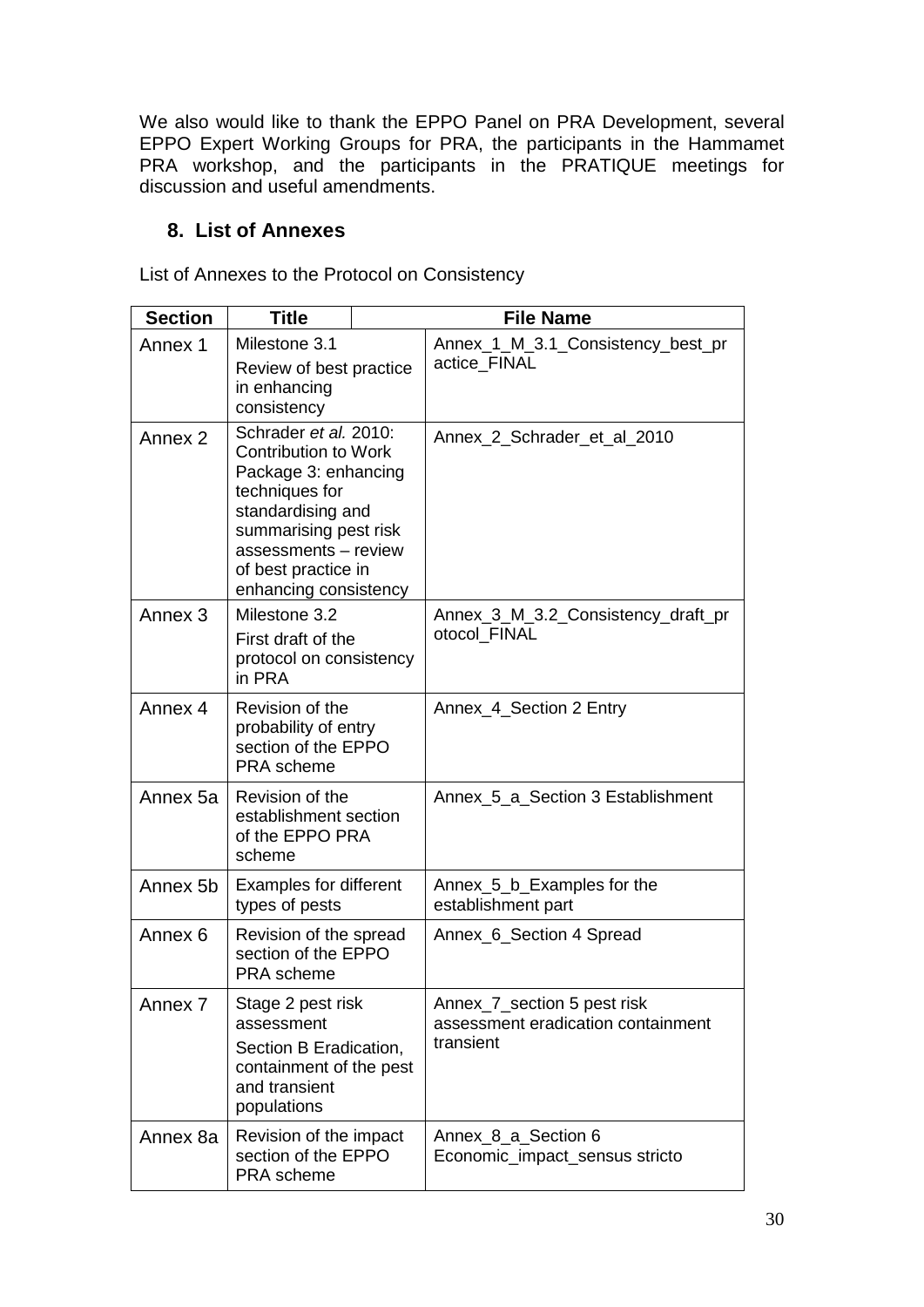We also would like to thank the EPPO Panel on PRA Development, several EPPO Expert Working Groups for PRA, the participants in the Hammamet PRA workshop, and the participants in the PRATIQUE meetings for discussion and useful amendments.

## 8. List of Annexes

List of Annexes to the Protocol on Consistency

| Section | Title | File Name |
|---|---|---|
| Annex 1 | Milestone 3.1<br>Review of best practice in enhancing consistency | Annex_1_M_3.1_Consistency_best_practice_FINAL |
| Annex 2 | Schrader *et al.* 2010: Contribution to Work Package 3: enhancing techniques for standardising and summarising pest risk assessments – review of best practice in enhancing consistency | Annex_2_Schrader_et_al_2010 |
| Annex 3 | Milestone 3.2<br>First draft of the protocol on consistency in PRA | Annex_3_M_3.2_Consistency_draft_protocol_FINAL |
| Annex 4 | Revision of the probability of entry section of the EPPO PRA scheme | Annex_4_Section 2 Entry |
| Annex 5a | Revision of the establishment section of the EPPO PRA scheme | Annex_5_a_Section 3 Establishment |
| Annex 5b | Examples for different types of pests | Annex_5_b_Examples for the establishment part |
| Annex 6 | Revision of the spread section of the EPPO PRA scheme | Annex_6_Section 4 Spread |
| Annex 7 | Stage 2 pest risk assessment<br>Section B Eradication, containment of the pest and transient populations | Annex_7_section 5 pest risk assessment eradication containment transient |
| Annex 8a | Revision of the impact section of the EPPO PRA scheme | Annex_8_a_Section 6 Economic_impact_sensus stricto |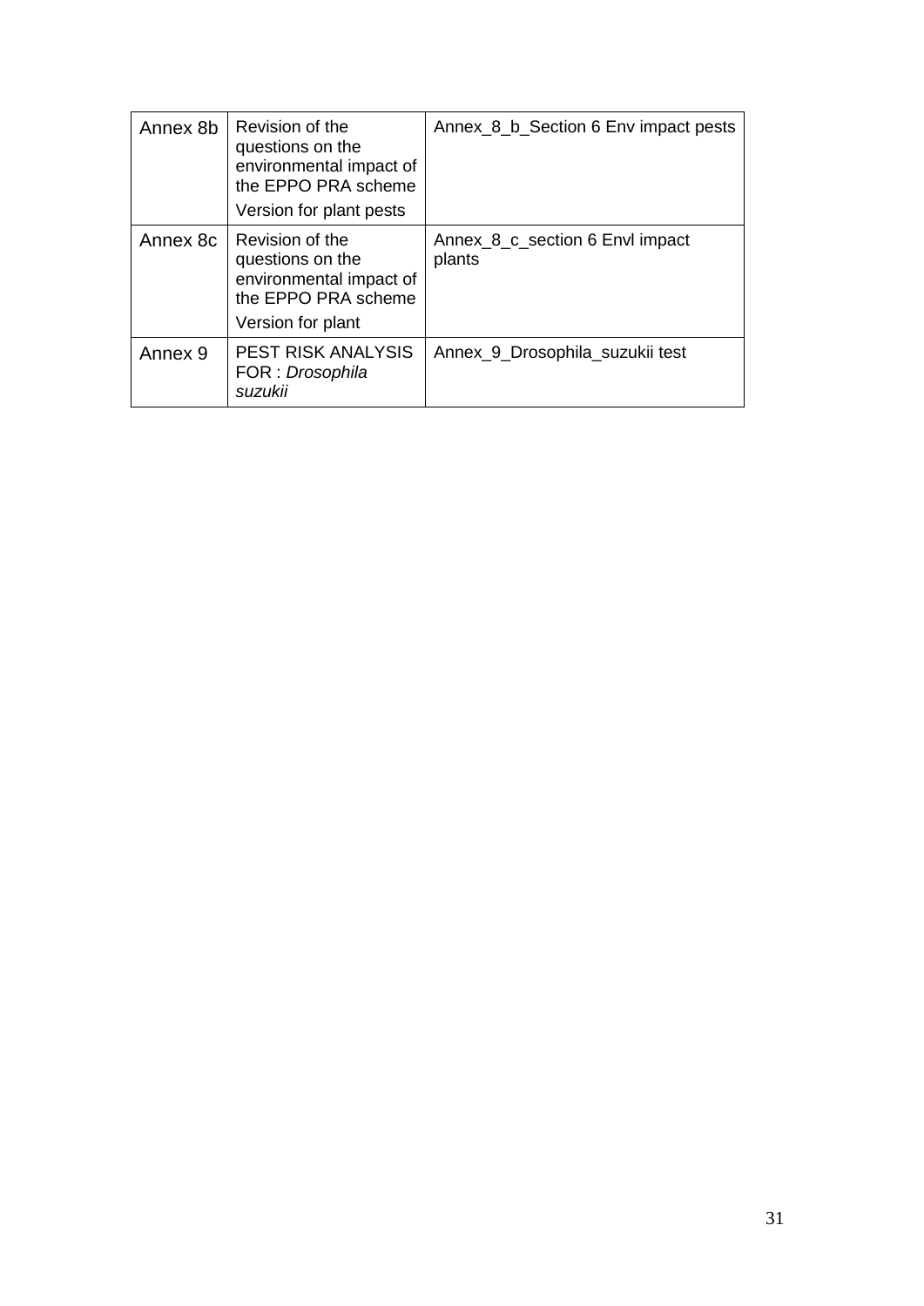| | | |
|---|---|---|
| Annex 8b | Revision of the questions on the environmental impact of the EPPO PRA scheme<br>Version for plant pests | Annex_8_b_Section 6 Env impact pests |
| Annex 8c | Revision of the questions on the environmental impact of the EPPO PRA scheme<br>Version for plant | Annex_8_c_section 6 Envl impact plants |
| Annex 9 | PEST RISK ANALYSIS FOR : *Drosophila suzukii* | Annex_9_Drosophila_suzukii test |